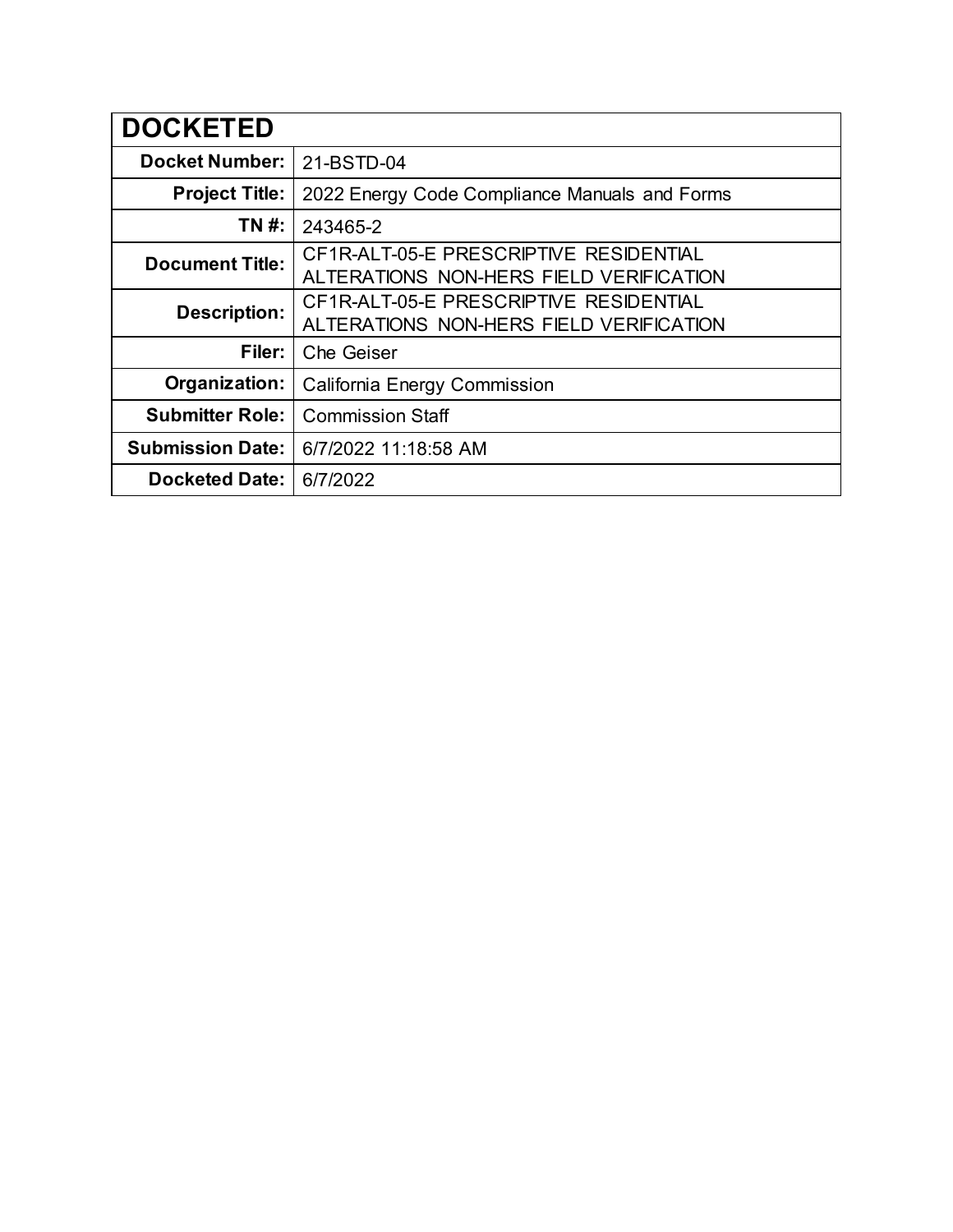| DOCKETED | |
|---|---|
| **Docket Number:** | 21-BSTD-04 |
| **Project Title:** | 2022 Energy Code Compliance Manuals and Forms |
| **TN #:** | 243465-2 |
| **Document Title:** | CF1R-ALT-05-E PRESCRIPTIVE RESIDENTIAL ALTERATIONS NON-HERS FIELD VERIFICATION |
| **Description:** | CF1R-ALT-05-E PRESCRIPTIVE RESIDENTIAL ALTERATIONS NON-HERS FIELD VERIFICATION |
| **Filer:** | Che Geiser |
| **Organization:** | California Energy Commission |
| **Submitter Role:** | Commission Staff |
| **Submission Date:** | 6/7/2022 11:18:58 AM |
| **Docketed Date:** | 6/7/2022 |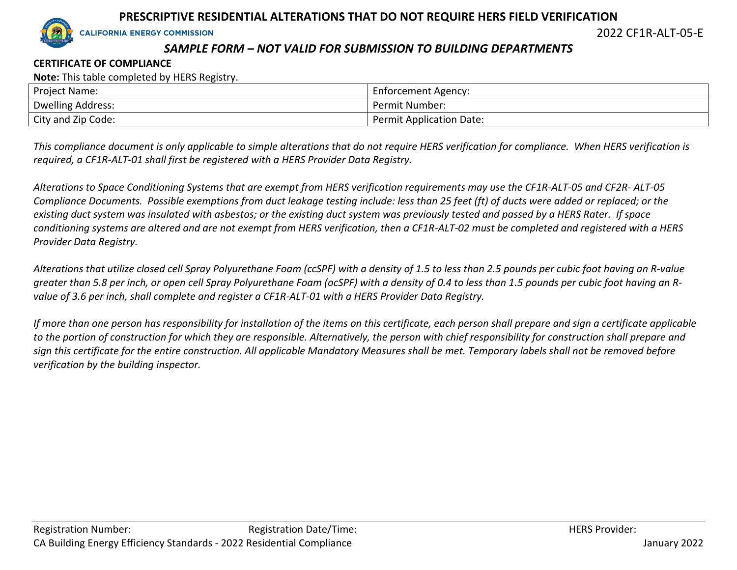# PRESCRIPTIVE RESIDENTIAL ALTERATIONS THAT DO NOT REQUIRE HERS FIELD VERIFICATION

CALIFORNIA ENERGY COMMISSION

2022 CF1R-ALT-05-E

*SAMPLE FORM – NOT VALID FOR SUBMISSION TO BUILDING DEPARTMENTS*

**CERTIFICATE OF COMPLIANCE**

**Note:** This table completed by HERS Registry.

| Project Name: | Enforcement Agency: |
|---|---|
| Dwelling Address: | Permit Number: |
| City and Zip Code: | Permit Application Date: |

*This compliance document is only applicable to simple alterations that do not require HERS verification for compliance. When HERS verification is required, a CF1R-ALT-01 shall first be registered with a HERS Provider Data Registry.*

*Alterations to Space Conditioning Systems that are exempt from HERS verification requirements may use the CF1R-ALT-05 and CF2R- ALT-05 Compliance Documents. Possible exemptions from duct leakage testing include: less than 25 feet (ft) of ducts were added or replaced; or the existing duct system was insulated with asbestos; or the existing duct system was previously tested and passed by a HERS Rater. If space conditioning systems are altered and are not exempt from HERS verification, then a CF1R-ALT-02 must be completed and registered with a HERS Provider Data Registry.*

*Alterations that utilize closed cell Spray Polyurethane Foam (ccSPF) with a density of 1.5 to less than 2.5 pounds per cubic foot having an R-value greater than 5.8 per inch, or open cell Spray Polyurethane Foam (ocSPF) with a density of 0.4 to less than 1.5 pounds per cubic foot having an R-value of 3.6 per inch, shall complete and register a CF1R-ALT-01 with a HERS Provider Data Registry.*

*If more than one person has responsibility for installation of the items on this certificate, each person shall prepare and sign a certificate applicable to the portion of construction for which they are responsible. Alternatively, the person with chief responsibility for construction shall prepare and sign this certificate for the entire construction. All applicable Mandatory Measures shall be met. Temporary labels shall not be removed before verification by the building inspector.*

Registration Number: Registration Date/Time: HERS Provider:

CA Building Energy Efficiency Standards - 2022 Residential Compliance January 2022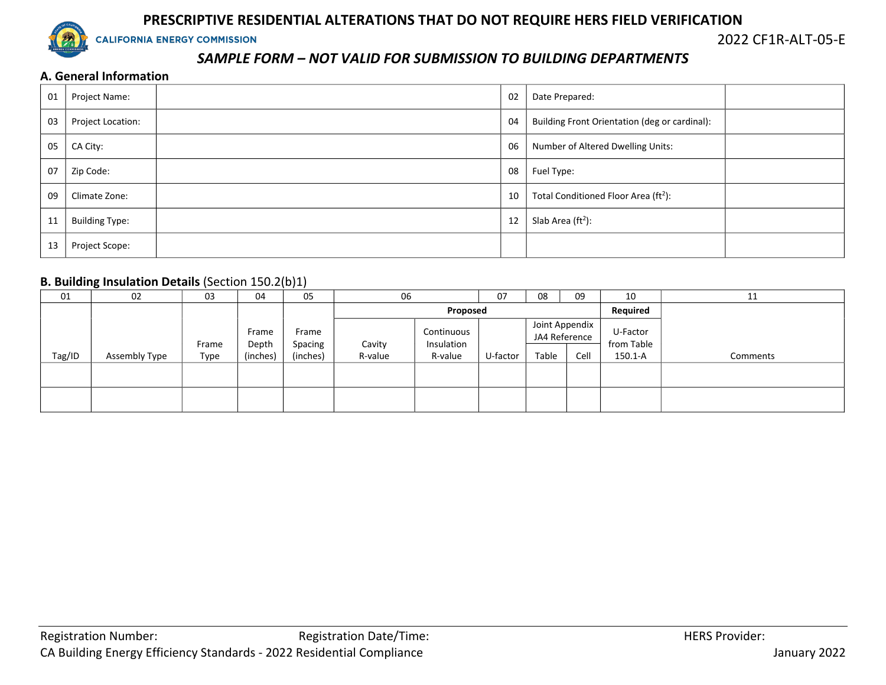# PRESCRIPTIVE RESIDENTIAL ALTERATIONS THAT DO NOT REQUIRE HERS FIELD VERIFICATION

CALIFORNIA ENERGY COMMISSION

2022 CF1R-ALT-05-E

***SAMPLE FORM – NOT VALID FOR SUBMISSION TO BUILDING DEPARTMENTS***

## A. General Information

| 01 | Project Name: | | 02 | Date Prepared: | |
|---|---|---|---|---|---|
| 03 | Project Location: | | 04 | Building Front Orientation (deg or cardinal): | |
| 05 | CA City: | | 06 | Number of Altered Dwelling Units: | |
| 07 | Zip Code: | | 08 | Fuel Type: | |
| 09 | Climate Zone: | | 10 | Total Conditioned Floor Area (ft$^2$): | |
| 11 | Building Type: | | 12 | Slab Area (ft$^2$): | |
| 13 | Project Scope: | | | | |

## B. Building Insulation Details (Section 150.2(b)1)

| 01 | 02 | 03 | 04 | 05 | 06 | | 07 | 08 | 09 | 10 | 11 |
|---|---|---|---|---|---|---|---|---|---|---|---|
| | | | | | Proposed | | | | | Required | |
| | | | | | | | | Joint Appendix JA4 Reference | | | |
| Tag/ID | Assembly Type | Frame Type | Frame Depth (inches) | Frame Spacing (inches) | Cavity R-value | Continuous Insulation R-value | U-factor | Table | Cell | U-Factor from Table 150.1-A | Comments |
| | | | | | | | | | | | |
| | | | | | | | | | | | |

Registration Number: Registration Date/Time: HERS Provider:

CA Building Energy Efficiency Standards - 2022 Residential Compliance January 2022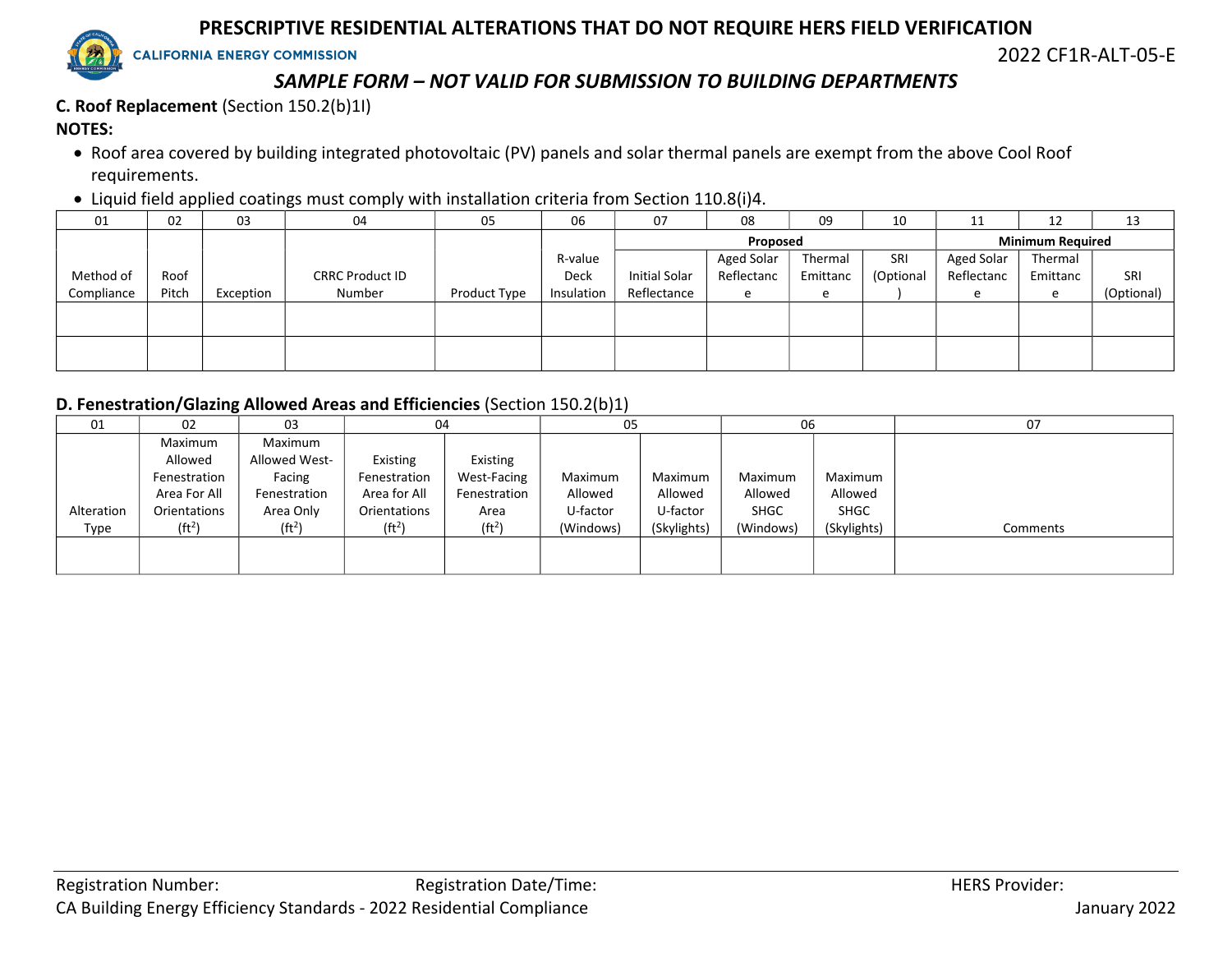# PRESCRIPTIVE RESIDENTIAL ALTERATIONS THAT DO NOT REQUIRE HERS FIELD VERIFICATION

CALIFORNIA ENERGY COMMISSION

2022 CF1R-ALT-05-E

*SAMPLE FORM – NOT VALID FOR SUBMISSION TO BUILDING DEPARTMENTS*

**C. Roof Replacement** (Section 150.2(b)1I)

**NOTES:**

- Roof area covered by building integrated photovoltaic (PV) panels and solar thermal panels are exempt from the above Cool Roof requirements.
- Liquid field applied coatings must comply with installation criteria from Section 110.8(i)4.

| 01 | 02 | 03 | 04 | 05 | 06 | 07 | 08 | 09 | 10 | 11 | 12 | 13 |
|---|---|---|---|---|---|---|---|---|---|---|---|---|
| | | | | | | **Proposed** | | | | **Minimum Required** | | |
| Method of Compliance | Roof Pitch | Exception | CRRC Product ID Number | Product Type | R-value Deck Insulation | Initial Solar Reflectance | Aged Solar Reflectance | Thermal Emittance | SRI (Optional) | Aged Solar Reflectance | Thermal Emittance | SRI (Optional) |
| | | | | | | | | | | | | |
| | | | | | | | | | | | | |

**D. Fenestration/Glazing Allowed Areas and Efficiencies** (Section 150.2(b)1)

| 01 | 02 | 03 | 04 | | 05 | | 06 | | 07 |
|---|---|---|---|---|---|---|---|---|---|
| Alteration Type | Maximum Allowed Fenestration Area For All Orientations (ft²) | Maximum Allowed West-Facing Fenestration Area Only (ft²) | Existing Fenestration Area for All Orientations (ft²) | Existing West-Facing Fenestration Area (ft²) | Maximum Allowed U-factor (Windows) | Maximum Allowed U-factor (Skylights) | Maximum Allowed SHGC (Windows) | Maximum Allowed SHGC (Skylights) | Comments |
| | | | | | | | | | |

Registration Number: Registration Date/Time: HERS Provider:

CA Building Energy Efficiency Standards - 2022 Residential Compliance January 2022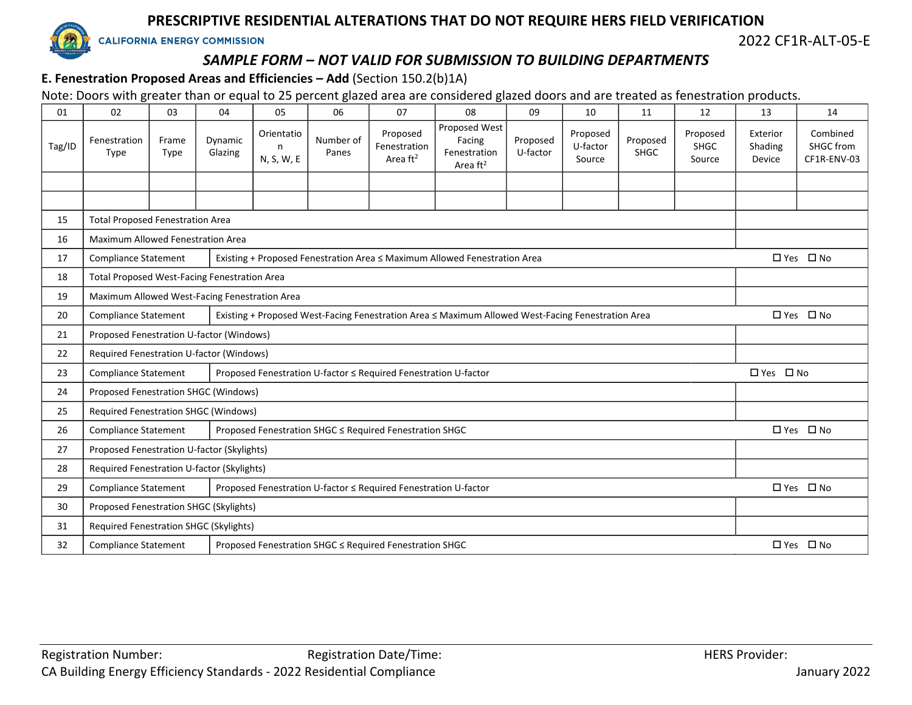# PRESCRIPTIVE RESIDENTIAL ALTERATIONS THAT DO NOT REQUIRE HERS FIELD VERIFICATION

CALIFORNIA ENERGY COMMISSION

2022 CF1R-ALT-05-E

*SAMPLE FORM – NOT VALID FOR SUBMISSION TO BUILDING DEPARTMENTS*

**E. Fenestration Proposed Areas and Efficiencies – Add** (Section 150.2(b)1A)

Note: Doors with greater than or equal to 25 percent glazed area are considered glazed doors and are treated as fenestration products.

| 01 | 02 | 03 | 04 | 05 | 06 | 07 | 08 | 09 | 10 | 11 | 12 | 13 | 14 |
|---|---|---|---|---|---|---|---|---|---|---|---|---|---|
| Tag/ID | Fenestration Type | Frame Type | Dynamic Glazing | Orientation N, S, W, E | Number of Panes | Proposed Fenestration Area ft$^2$ | Proposed West Facing Fenestration Area ft$^2$ | Proposed U-factor | Proposed U-factor Source | Proposed SHGC | Proposed SHGC Source | Exterior Shading Device | Combined SHGC from CF1R-ENV-03 |
| | | | | | | | | | | | | | |
| | | | | | | | | | | | | | |

| | | | |
|---|---|---|---|
| 15 | Total Proposed Fenestration Area | | |
| 16 | Maximum Allowed Fenestration Area | | |
| 17 | Compliance Statement | Existing + Proposed Fenestration Area ≤ Maximum Allowed Fenestration Area | ☐ Yes ☐ No |
| 18 | Total Proposed West-Facing Fenestration Area | | |
| 19 | Maximum Allowed West-Facing Fenestration Area | | |
| 20 | Compliance Statement | Existing + Proposed West-Facing Fenestration Area ≤ Maximum Allowed West-Facing Fenestration Area | ☐ Yes ☐ No |
| 21 | Proposed Fenestration U-factor (Windows) | | |
| 22 | Required Fenestration U-factor (Windows) | | |
| 23 | Compliance Statement | Proposed Fenestration U-factor ≤ Required Fenestration U-factor | ☐ Yes ☐ No |
| 24 | Proposed Fenestration SHGC (Windows) | | |
| 25 | Required Fenestration SHGC (Windows) | | |
| 26 | Compliance Statement | Proposed Fenestration SHGC ≤ Required Fenestration SHGC | ☐ Yes ☐ No |
| 27 | Proposed Fenestration U-factor (Skylights) | | |
| 28 | Required Fenestration U-factor (Skylights) | | |
| 29 | Compliance Statement | Proposed Fenestration U-factor ≤ Required Fenestration U-factor | ☐ Yes ☐ No |
| 30 | Proposed Fenestration SHGC (Skylights) | | |
| 31 | Required Fenestration SHGC (Skylights) | | |
| 32 | Compliance Statement | Proposed Fenestration SHGC ≤ Required Fenestration SHGC | ☐ Yes ☐ No |

Registration Number: Registration Date/Time: HERS Provider:

CA Building Energy Efficiency Standards - 2022 Residential Compliance January 2022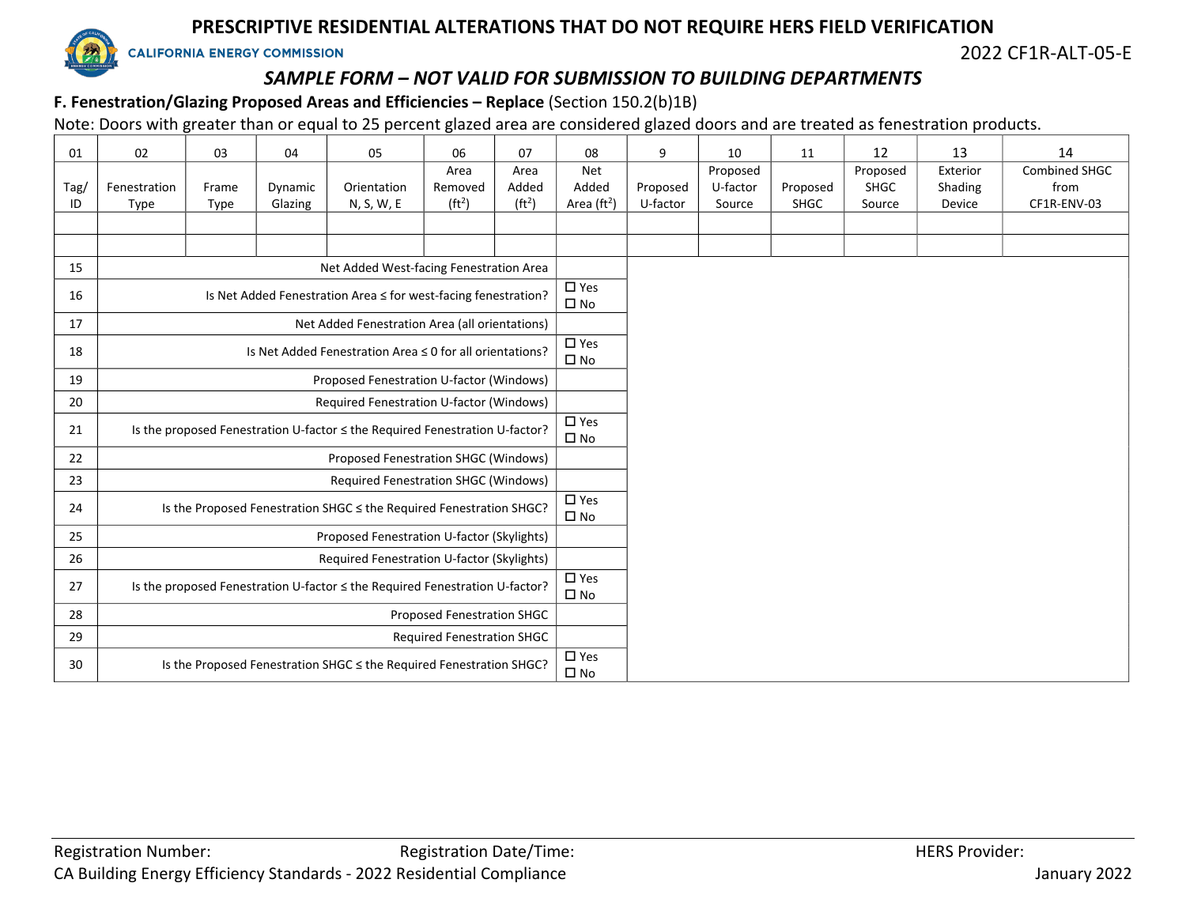# PRESCRIPTIVE RESIDENTIAL ALTERATIONS THAT DO NOT REQUIRE HERS FIELD VERIFICATION

CALIFORNIA ENERGY COMMISSION

2022 CF1R-ALT-05-E

*SAMPLE FORM – NOT VALID FOR SUBMISSION TO BUILDING DEPARTMENTS*

**F. Fenestration/Glazing Proposed Areas and Efficiencies – Replace** (Section 150.2(b)1B)

Note: Doors with greater than or equal to 25 percent glazed area are considered glazed doors and are treated as fenestration products.

| 01 | 02 | 03 | 04 | 05 | 06 | 07 | 08 | 9 | 10 | 11 | 12 | 13 | 14 |
|---|---|---|---|---|---|---|---|---|---|---|---|---|---|
| Tag/ ID | Fenestration Type | Frame Type | Dynamic Glazing | Orientation N, S, W, E | Area Removed (ft²) | Area Added (ft²) | Net Added Area (ft²) | Proposed U-factor | Proposed U-factor Source | Proposed SHGC | Proposed SHGC Source | Exterior Shading Device | Combined SHGC from CF1R-ENV-03 |
| | | | | | | | | | | | | | |
| | | | | | | | | | | | | | |

| | | |
|---|---|---|
| 15 | Net Added West-facing Fenestration Area | |
| 16 | Is Net Added Fenestration Area ≤ for west-facing fenestration? | ☐ Yes ☐ No |
| 17 | Net Added Fenestration Area (all orientations) | |
| 18 | Is Net Added Fenestration Area ≤ 0 for all orientations? | ☐ Yes ☐ No |
| 19 | Proposed Fenestration U-factor (Windows) | |
| 20 | Required Fenestration U-factor (Windows) | |
| 21 | Is the proposed Fenestration U-factor ≤ the Required Fenestration U-factor? | ☐ Yes ☐ No |
| 22 | Proposed Fenestration SHGC (Windows) | |
| 23 | Required Fenestration SHGC (Windows) | |
| 24 | Is the Proposed Fenestration SHGC ≤ the Required Fenestration SHGC? | ☐ Yes ☐ No |
| 25 | Proposed Fenestration U-factor (Skylights) | |
| 26 | Required Fenestration U-factor (Skylights) | |
| 27 | Is the proposed Fenestration U-factor ≤ the Required Fenestration U-factor? | ☐ Yes ☐ No |
| 28 | Proposed Fenestration SHGC | |
| 29 | Required Fenestration SHGC | |
| 30 | Is the Proposed Fenestration SHGC ≤ the Required Fenestration SHGC? | ☐ Yes ☐ No |

Registration Number: Registration Date/Time: HERS Provider:

CA Building Energy Efficiency Standards - 2022 Residential Compliance January 2022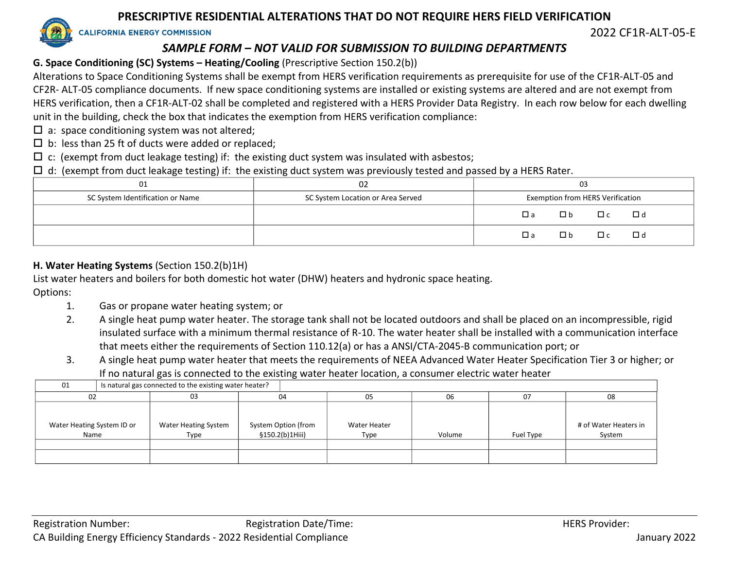# PRESCRIPTIVE RESIDENTIAL ALTERATIONS THAT DO NOT REQUIRE HERS FIELD VERIFICATION

CALIFORNIA ENERGY COMMISSION

2022 CF1R-ALT-05-E

*SAMPLE FORM – NOT VALID FOR SUBMISSION TO BUILDING DEPARTMENTS*

**G. Space Conditioning (SC) Systems – Heating/Cooling** (Prescriptive Section 150.2(b))

Alterations to Space Conditioning Systems shall be exempt from HERS verification requirements as prerequisite for use of the CF1R-ALT-05 and CF2R- ALT-05 compliance documents. If new space conditioning systems are installed or existing systems are altered and are not exempt from HERS verification, then a CF1R-ALT-02 shall be completed and registered with a HERS Provider Data Registry. In each row below for each dwelling unit in the building, check the box that indicates the exemption from HERS verification compliance:

☐ a: space conditioning system was not altered;

☐ b: less than 25 ft of ducts were added or replaced;

☐ c: (exempt from duct leakage testing) if: the existing duct system was insulated with asbestos;

☐ d: (exempt from duct leakage testing) if: the existing duct system was previously tested and passed by a HERS Rater.

| 01 | 02 | 03 |
|---|---|---|
| SC System Identification or Name | SC System Location or Area Served | Exemption from HERS Verification |
| | | ☐ a ☐ b ☐ c ☐ d |
| | | ☐ a ☐ b ☐ c ☐ d |

**H. Water Heating Systems** (Section 150.2(b)1H)

List water heaters and boilers for both domestic hot water (DHW) heaters and hydronic space heating.

Options:

1. Gas or propane water heating system; or
2. A single heat pump water heater. The storage tank shall not be located outdoors and shall be placed on an incompressible, rigid insulated surface with a minimum thermal resistance of R-10. The water heater shall be installed with a communication interface that meets either the requirements of Section 110.12(a) or has a ANSI/CTA-2045-B communication port; or
3. A single heat pump water heater that meets the requirements of NEEA Advanced Water Heater Specification Tier 3 or higher; or If no natural gas is connected to the existing water heater location, a consumer electric water heater

| 01 | Is natural gas connected to the existing water heater? | | | | | |
|---|---|---|---|---|---|---|
| **02** | **03** | **04** | **05** | **06** | **07** | **08** |
| Water Heating System ID or Name | Water Heating System Type | System Option (from §150.2(b)1Hiii) | Water Heater Type | Volume | Fuel Type | # of Water Heaters in System |
| | | | | | | |
| | | | | | | |

Registration Number: Registration Date/Time: HERS Provider:

CA Building Energy Efficiency Standards - 2022 Residential Compliance January 2022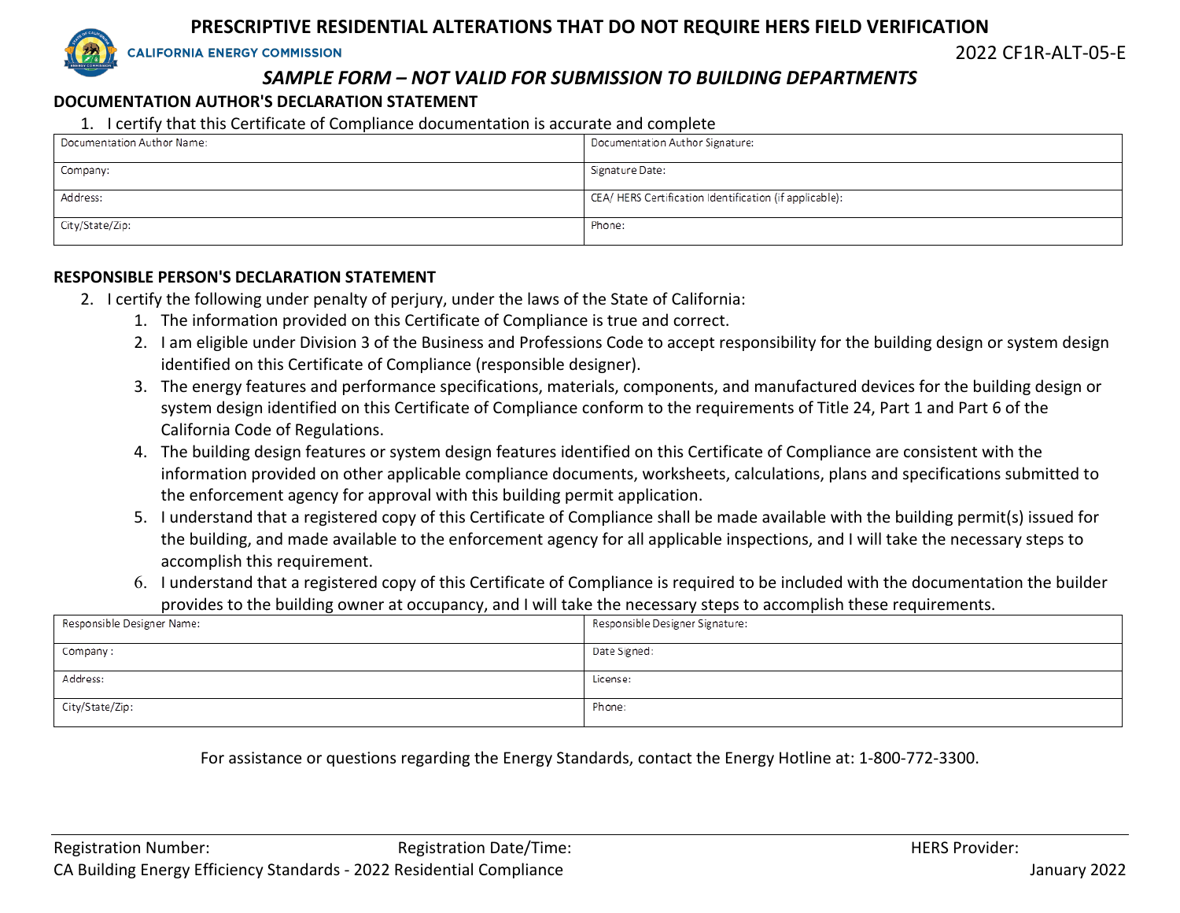## DOCUMENTATION AUTHOR'S DECLARATION STATEMENT

1. I certify that this Certificate of Compliance documentation is accurate and complete

| Documentation Author Name: | Documentation Author Signature: |
|---|---|
| Company: | Signature Date: |
| Address: | CEA/ HERS Certification Identification (if applicable): |
| City/State/Zip: | Phone: |

## RESPONSIBLE PERSON'S DECLARATION STATEMENT

2. I certify the following under penalty of perjury, under the laws of the State of California:
    1. The information provided on this Certificate of Compliance is true and correct.
    2. I am eligible under Division 3 of the Business and Professions Code to accept responsibility for the building design or system design identified on this Certificate of Compliance (responsible designer).
    3. The energy features and performance specifications, materials, components, and manufactured devices for the building design or system design identified on this Certificate of Compliance conform to the requirements of Title 24, Part 1 and Part 6 of the California Code of Regulations.
    4. The building design features or system design features identified on this Certificate of Compliance are consistent with the information provided on other applicable compliance documents, worksheets, calculations, plans and specifications submitted to the enforcement agency for approval with this building permit application.
    5. I understand that a registered copy of this Certificate of Compliance shall be made available with the building permit(s) issued for the building, and made available to the enforcement agency for all applicable inspections, and I will take the necessary steps to accomplish this requirement.
    6. I understand that a registered copy of this Certificate of Compliance is required to be included with the documentation the builder provides to the building owner at occupancy, and I will take the necessary steps to accomplish these requirements.

| Responsible Designer Name: | Responsible Designer Signature: |
|---|---|
| Company : | Date Signed: |
| Address: | License: |
| City/State/Zip: | Phone: |

For assistance or questions regarding the Energy Standards, contact the Energy Hotline at: 1-800-772-3300.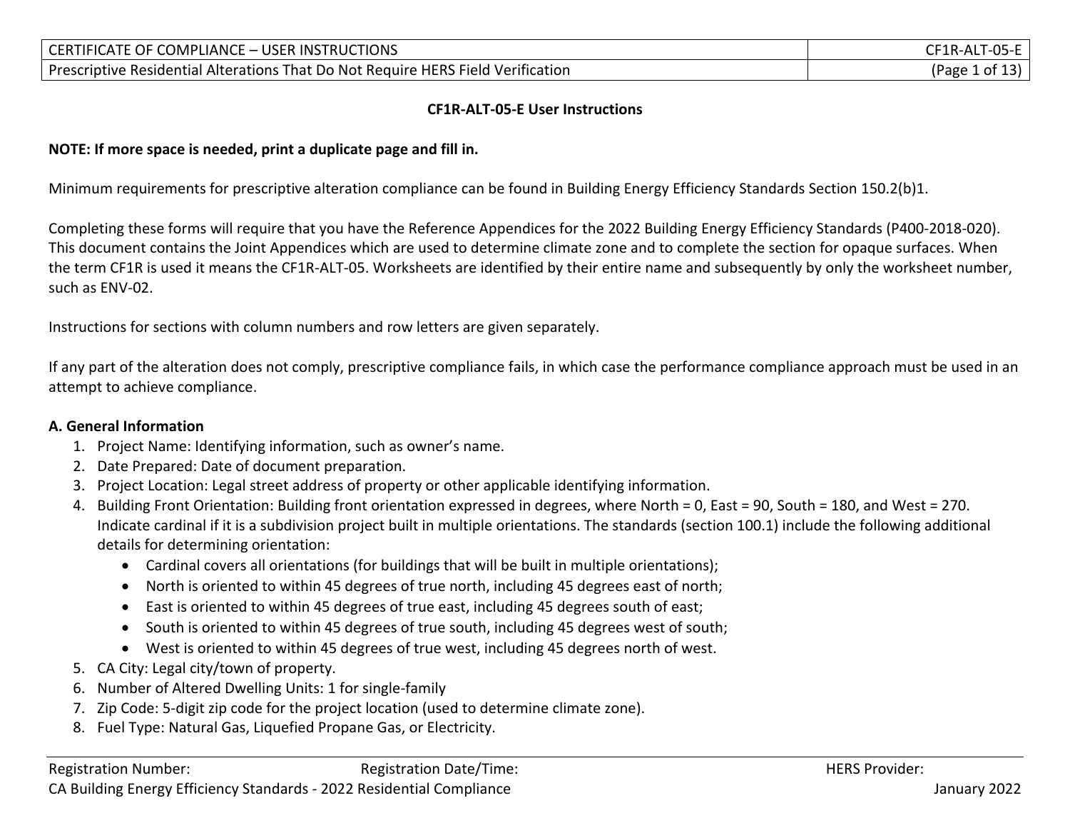**CF1R-ALT-05-E User Instructions**

**NOTE: If more space is needed, print a duplicate page and fill in.**

Minimum requirements for prescriptive alteration compliance can be found in Building Energy Efficiency Standards Section 150.2(b)1.

Completing these forms will require that you have the Reference Appendices for the 2022 Building Energy Efficiency Standards (P400-2018-020). This document contains the Joint Appendices which are used to determine climate zone and to complete the section for opaque surfaces. When the term CF1R is used it means the CF1R-ALT-05. Worksheets are identified by their entire name and subsequently by only the worksheet number, such as ENV-02.

Instructions for sections with column numbers and row letters are given separately.

If any part of the alteration does not comply, prescriptive compliance fails, in which case the performance compliance approach must be used in an attempt to achieve compliance.

**A. General Information**

1. Project Name: Identifying information, such as owner's name.
2. Date Prepared: Date of document preparation.
3. Project Location: Legal street address of property or other applicable identifying information.
4. Building Front Orientation: Building front orientation expressed in degrees, where North = 0, East = 90, South = 180, and West = 270. Indicate cardinal if it is a subdivision project built in multiple orientations. The standards (section 100.1) include the following additional details for determining orientation:
   - Cardinal covers all orientations (for buildings that will be built in multiple orientations);
   - North is oriented to within 45 degrees of true north, including 45 degrees east of north;
   - East is oriented to within 45 degrees of true east, including 45 degrees south of east;
   - South is oriented to within 45 degrees of true south, including 45 degrees west of south;
   - West is oriented to within 45 degrees of true west, including 45 degrees north of west.
5. CA City: Legal city/town of property.
6. Number of Altered Dwelling Units: 1 for single-family
7. Zip Code: 5-digit zip code for the project location (used to determine climate zone).
8. Fuel Type: Natural Gas, Liquefied Propane Gas, or Electricity.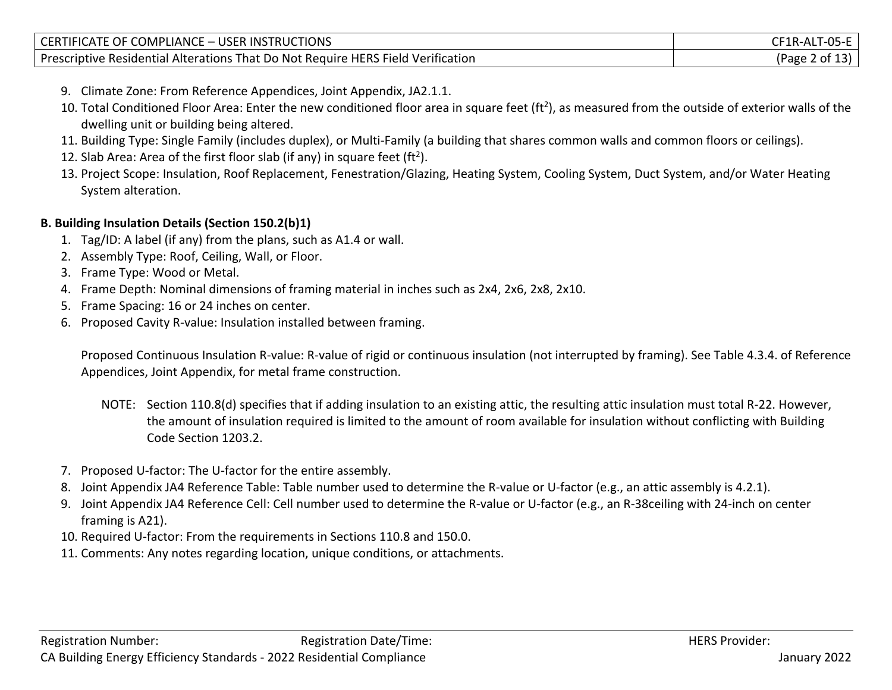9. Climate Zone: From Reference Appendices, Joint Appendix, JA2.1.1.
10. Total Conditioned Floor Area: Enter the new conditioned floor area in square feet (ft$^2$), as measured from the outside of exterior walls of the dwelling unit or building being altered.
11. Building Type: Single Family (includes duplex), or Multi-Family (a building that shares common walls and common floors or ceilings).
12. Slab Area: Area of the first floor slab (if any) in square feet (ft$^2$).
13. Project Scope: Insulation, Roof Replacement, Fenestration/Glazing, Heating System, Cooling System, Duct System, and/or Water Heating System alteration.

**B. Building Insulation Details (Section 150.2(b)1)**

1. Tag/ID: A label (if any) from the plans, such as A1.4 or wall.
2. Assembly Type: Roof, Ceiling, Wall, or Floor.
3. Frame Type: Wood or Metal.
4. Frame Depth: Nominal dimensions of framing material in inches such as 2x4, 2x6, 2x8, 2x10.
5. Frame Spacing: 16 or 24 inches on center.
6. Proposed Cavity R-value: Insulation installed between framing.

   Proposed Continuous Insulation R-value: R-value of rigid or continuous insulation (not interrupted by framing). See Table 4.3.4. of Reference Appendices, Joint Appendix, for metal frame construction.

   NOTE: Section 110.8(d) specifies that if adding insulation to an existing attic, the resulting attic insulation must total R-22. However, the amount of insulation required is limited to the amount of room available for insulation without conflicting with Building Code Section 1203.2.

7. Proposed U-factor: The U-factor for the entire assembly.
8. Joint Appendix JA4 Reference Table: Table number used to determine the R-value or U-factor (e.g., an attic assembly is 4.2.1).
9. Joint Appendix JA4 Reference Cell: Cell number used to determine the R-value or U-factor (e.g., an R-38ceiling with 24-inch on center framing is A21).
10. Required U-factor: From the requirements in Sections 110.8 and 150.0.
11. Comments: Any notes regarding location, unique conditions, or attachments.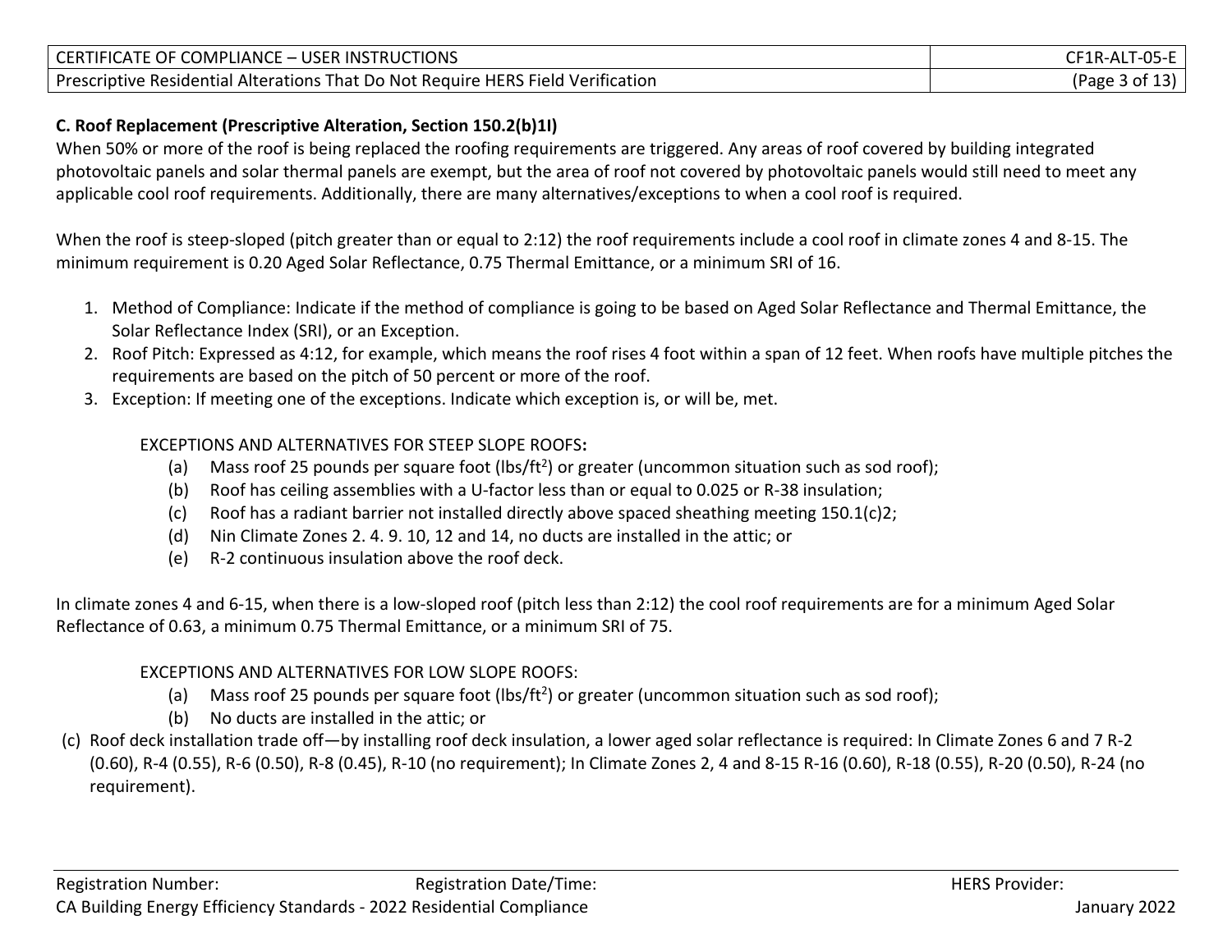### C. Roof Replacement (Prescriptive Alteration, Section 150.2(b)1I)

When 50% or more of the roof is being replaced the roofing requirements are triggered. Any areas of roof covered by building integrated photovoltaic panels and solar thermal panels are exempt, but the area of roof not covered by photovoltaic panels would still need to meet any applicable cool roof requirements. Additionally, there are many alternatives/exceptions to when a cool roof is required.

When the roof is steep-sloped (pitch greater than or equal to 2:12) the roof requirements include a cool roof in climate zones 4 and 8-15. The minimum requirement is 0.20 Aged Solar Reflectance, 0.75 Thermal Emittance, or a minimum SRI of 16.

1. Method of Compliance: Indicate if the method of compliance is going to be based on Aged Solar Reflectance and Thermal Emittance, the Solar Reflectance Index (SRI), or an Exception.
2. Roof Pitch: Expressed as 4:12, for example, which means the roof rises 4 foot within a span of 12 feet. When roofs have multiple pitches the requirements are based on the pitch of 50 percent or more of the roof.
3. Exception: If meeting one of the exceptions. Indicate which exception is, or will be, met.

EXCEPTIONS AND ALTERNATIVES FOR STEEP SLOPE ROOFS**:**

(a) Mass roof 25 pounds per square foot (lbs/ft$^2$) or greater (uncommon situation such as sod roof);
(b) Roof has ceiling assemblies with a U-factor less than or equal to 0.025 or R-38 insulation;
(c) Roof has a radiant barrier not installed directly above spaced sheathing meeting 150.1(c)2;
(d) Nin Climate Zones 2. 4. 9. 10, 12 and 14, no ducts are installed in the attic; or
(e) R-2 continuous insulation above the roof deck.

In climate zones 4 and 6-15, when there is a low-sloped roof (pitch less than 2:12) the cool roof requirements are for a minimum Aged Solar Reflectance of 0.63, a minimum 0.75 Thermal Emittance, or a minimum SRI of 75.

EXCEPTIONS AND ALTERNATIVES FOR LOW SLOPE ROOFS:

(a) Mass roof 25 pounds per square foot (lbs/ft$^2$) or greater (uncommon situation such as sod roof);
(b) No ducts are installed in the attic; or
(c) Roof deck installation trade off—by installing roof deck insulation, a lower aged solar reflectance is required: In Climate Zones 6 and 7 R-2 (0.60), R-4 (0.55), R-6 (0.50), R-8 (0.45), R-10 (no requirement); In Climate Zones 2, 4 and 8-15 R-16 (0.60), R-18 (0.55), R-20 (0.50), R-24 (no requirement).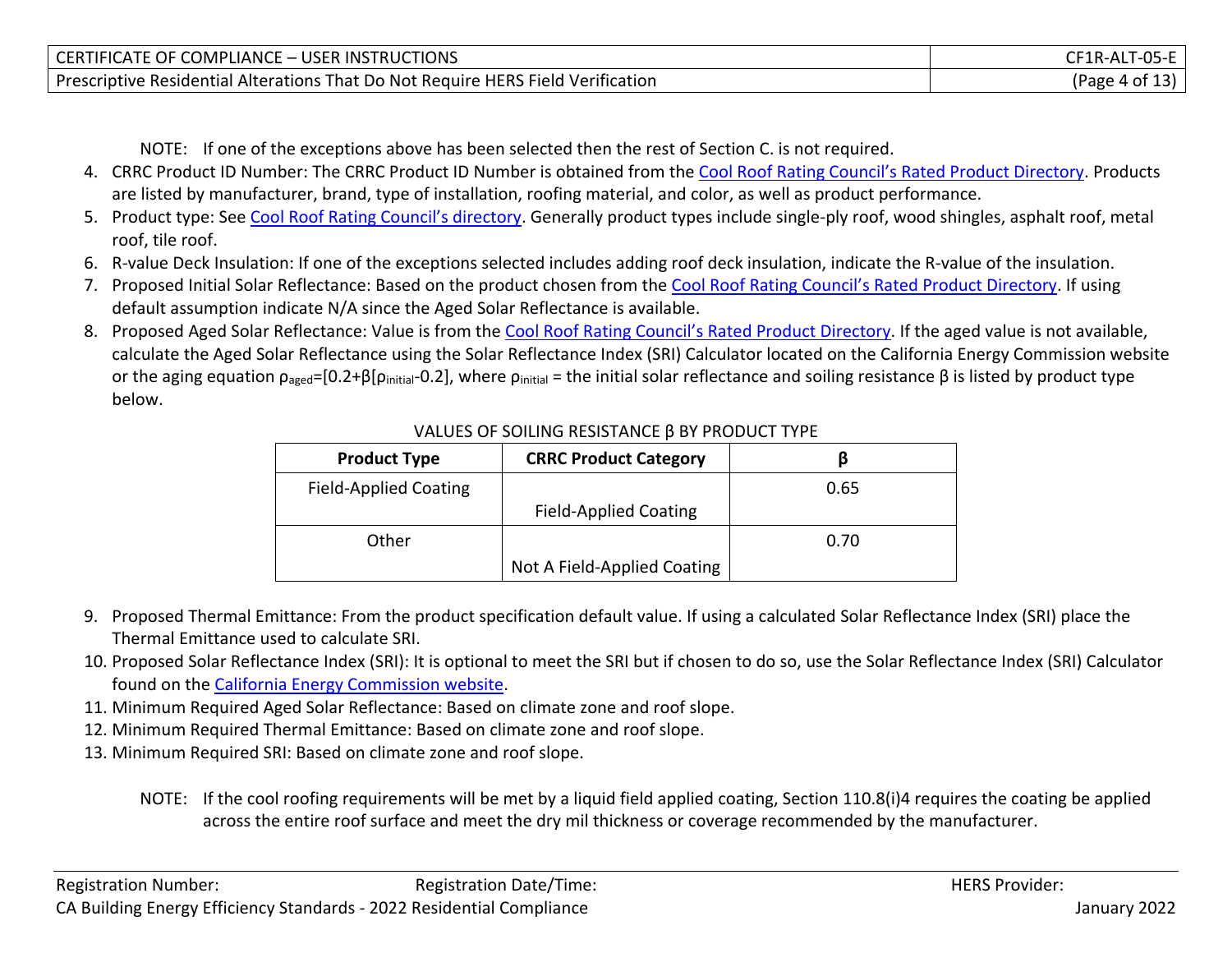NOTE: If one of the exceptions above has been selected then the rest of Section C. is not required.

4. CRRC Product ID Number: The CRRC Product ID Number is obtained from the Cool Roof Rating Council's Rated Product Directory. Products are listed by manufacturer, brand, type of installation, roofing material, and color, as well as product performance.
5. Product type: See Cool Roof Rating Council's directory. Generally product types include single-ply roof, wood shingles, asphalt roof, metal roof, tile roof.
6. R-value Deck Insulation: If one of the exceptions selected includes adding roof deck insulation, indicate the R-value of the insulation.
7. Proposed Initial Solar Reflectance: Based on the product chosen from the Cool Roof Rating Council's Rated Product Directory. If using default assumption indicate N/A since the Aged Solar Reflectance is available.
8. Proposed Aged Solar Reflectance: Value is from the Cool Roof Rating Council's Rated Product Directory. If the aged value is not available, calculate the Aged Solar Reflectance using the Solar Reflectance Index (SRI) Calculator located on the California Energy Commission website or the aging equation $\rho_{aged}=[0.2+\beta[\rho_{initial}-0.2]$, where $\rho_{initial}$ = the initial solar reflectance and soiling resistance $\beta$ is listed by product type below.

VALUES OF SOILING RESISTANCE β BY PRODUCT TYPE

| Product Type | CRRC Product Category | β |
|---|---|---|
| Field-Applied Coating | Field-Applied Coating | 0.65 |
| Other | Not A Field-Applied Coating | 0.70 |

9. Proposed Thermal Emittance: From the product specification default value. If using a calculated Solar Reflectance Index (SRI) place the Thermal Emittance used to calculate SRI.
10. Proposed Solar Reflectance Index (SRI): It is optional to meet the SRI but if chosen to do so, use the Solar Reflectance Index (SRI) Calculator found on the California Energy Commission website.
11. Minimum Required Aged Solar Reflectance: Based on climate zone and roof slope.
12. Minimum Required Thermal Emittance: Based on climate zone and roof slope.
13. Minimum Required SRI: Based on climate zone and roof slope.

NOTE: If the cool roofing requirements will be met by a liquid field applied coating, Section 110.8(i)4 requires the coating be applied across the entire roof surface and meet the dry mil thickness or coverage recommended by the manufacturer.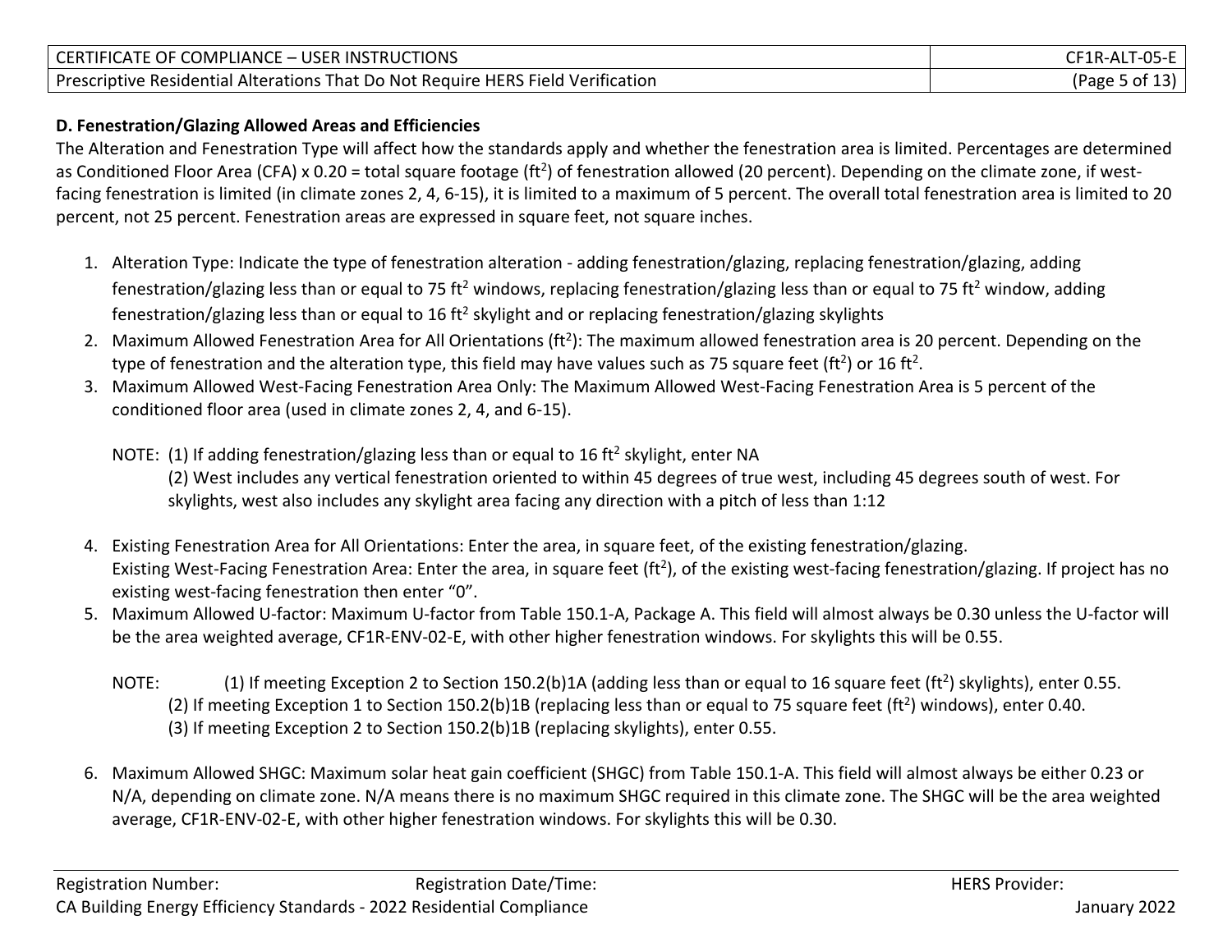**D. Fenestration/Glazing Allowed Areas and Efficiencies**

The Alteration and Fenestration Type will affect how the standards apply and whether the fenestration area is limited. Percentages are determined as Conditioned Floor Area (CFA) x 0.20 = total square footage ($ft^2$) of fenestration allowed (20 percent). Depending on the climate zone, if west-facing fenestration is limited (in climate zones 2, 4, 6-15), it is limited to a maximum of 5 percent. The overall total fenestration area is limited to 20 percent, not 25 percent. Fenestration areas are expressed in square feet, not square inches.

1. Alteration Type: Indicate the type of fenestration alteration - adding fenestration/glazing, replacing fenestration/glazing, adding fenestration/glazing less than or equal to 75 $ft^2$ windows, replacing fenestration/glazing less than or equal to 75 $ft^2$ window, adding fenestration/glazing less than or equal to 16 $ft^2$ skylight and or replacing fenestration/glazing skylights
2. Maximum Allowed Fenestration Area for All Orientations ($ft^2$): The maximum allowed fenestration area is 20 percent. Depending on the type of fenestration and the alteration type, this field may have values such as 75 square feet ($ft^2$) or 16 $ft^2$.
3. Maximum Allowed West-Facing Fenestration Area Only: The Maximum Allowed West-Facing Fenestration Area is 5 percent of the conditioned floor area (used in climate zones 2, 4, and 6-15).

   NOTE: (1) If adding fenestration/glazing less than or equal to 16 $ft^2$ skylight, enter NA
   (2) West includes any vertical fenestration oriented to within 45 degrees of true west, including 45 degrees south of west. For skylights, west also includes any skylight area facing any direction with a pitch of less than 1:12

4. Existing Fenestration Area for All Orientations: Enter the area, in square feet, of the existing fenestration/glazing.
   Existing West-Facing Fenestration Area: Enter the area, in square feet ($ft^2$), of the existing west-facing fenestration/glazing. If project has no existing west-facing fenestration then enter "0".
5. Maximum Allowed U-factor: Maximum U-factor from Table 150.1-A, Package A. This field will almost always be 0.30 unless the U-factor will be the area weighted average, CF1R-ENV-02-E, with other higher fenestration windows. For skylights this will be 0.55.

   NOTE: (1) If meeting Exception 2 to Section 150.2(b)1A (adding less than or equal to 16 square feet ($ft^2$) skylights), enter 0.55.
   (2) If meeting Exception 1 to Section 150.2(b)1B (replacing less than or equal to 75 square feet ($ft^2$) windows), enter 0.40.
   (3) If meeting Exception 2 to Section 150.2(b)1B (replacing skylights), enter 0.55.

6. Maximum Allowed SHGC: Maximum solar heat gain coefficient (SHGC) from Table 150.1-A. This field will almost always be either 0.23 or N/A, depending on climate zone. N/A means there is no maximum SHGC required in this climate zone. The SHGC will be the area weighted average, CF1R-ENV-02-E, with other higher fenestration windows. For skylights this will be 0.30.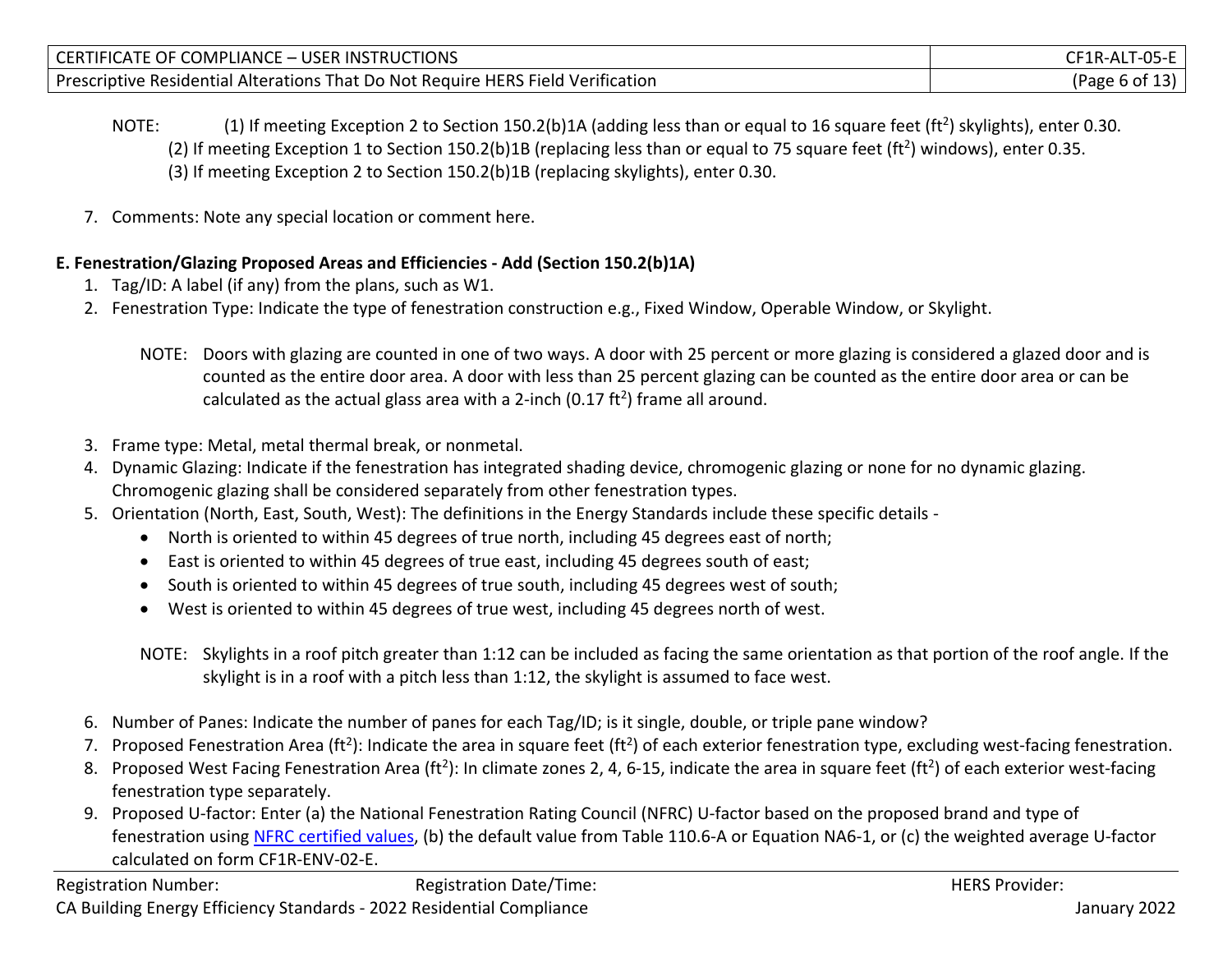NOTE: (1) If meeting Exception 2 to Section 150.2(b)1A (adding less than or equal to 16 square feet ($ft^2$) skylights), enter 0.30.
(2) If meeting Exception 1 to Section 150.2(b)1B (replacing less than or equal to 75 square feet ($ft^2$) windows), enter 0.35.
(3) If meeting Exception 2 to Section 150.2(b)1B (replacing skylights), enter 0.30.

7. Comments: Note any special location or comment here.

**E. Fenestration/Glazing Proposed Areas and Efficiencies - Add (Section 150.2(b)1A)**

1. Tag/ID: A label (if any) from the plans, such as W1.
2. Fenestration Type: Indicate the type of fenestration construction e.g., Fixed Window, Operable Window, or Skylight.

   NOTE: Doors with glazing are counted in one of two ways. A door with 25 percent or more glazing is considered a glazed door and is counted as the entire door area. A door with less than 25 percent glazing can be counted as the entire door area or can be calculated as the actual glass area with a 2-inch (0.17 $ft^2$) frame all around.

3. Frame type: Metal, metal thermal break, or nonmetal.
4. Dynamic Glazing: Indicate if the fenestration has integrated shading device, chromogenic glazing or none for no dynamic glazing. Chromogenic glazing shall be considered separately from other fenestration types.
5. Orientation (North, East, South, West): The definitions in the Energy Standards include these specific details -
   - North is oriented to within 45 degrees of true north, including 45 degrees east of north;
   - East is oriented to within 45 degrees of true east, including 45 degrees south of east;
   - South is oriented to within 45 degrees of true south, including 45 degrees west of south;
   - West is oriented to within 45 degrees of true west, including 45 degrees north of west.

   NOTE: Skylights in a roof pitch greater than 1:12 can be included as facing the same orientation as that portion of the roof angle. If the skylight is in a roof with a pitch less than 1:12, the skylight is assumed to face west.

6. Number of Panes: Indicate the number of panes for each Tag/ID; is it single, double, or triple pane window?
7. Proposed Fenestration Area ($ft^2$): Indicate the area in square feet ($ft^2$) of each exterior fenestration type, excluding west-facing fenestration.
8. Proposed West Facing Fenestration Area ($ft^2$): In climate zones 2, 4, 6-15, indicate the area in square feet ($ft^2$) of each exterior west-facing fenestration type separately.
9. Proposed U-factor: Enter (a) the National Fenestration Rating Council (NFRC) U-factor based on the proposed brand and type of fenestration using NFRC certified values, (b) the default value from Table 110.6-A or Equation NA6-1, or (c) the weighted average U-factor calculated on form CF1R-ENV-02-E.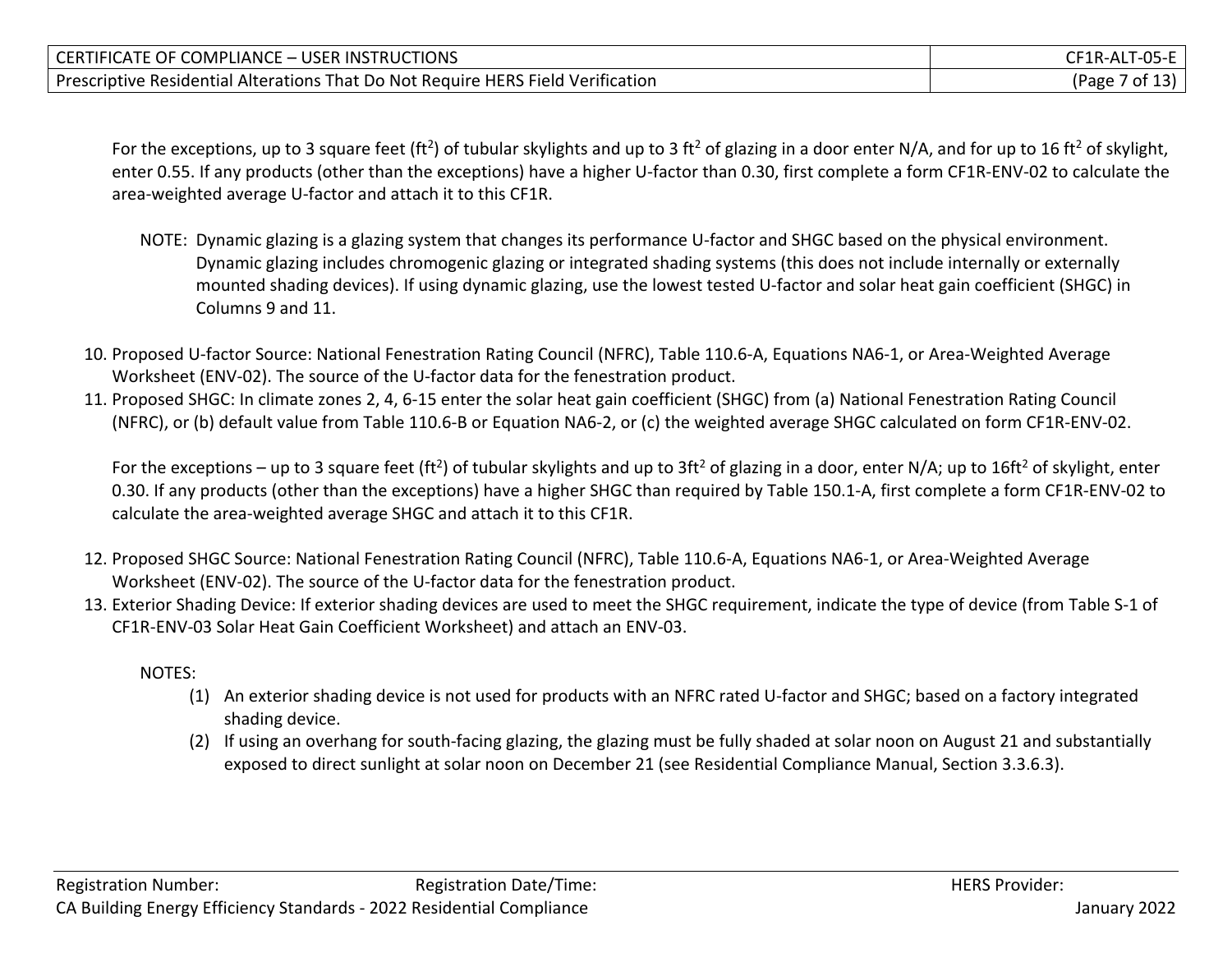For the exceptions, up to 3 square feet (ft$^2$) of tubular skylights and up to 3 ft$^2$ of glazing in a door enter N/A, and for up to 16 ft$^2$ of skylight, enter 0.55. If any products (other than the exceptions) have a higher U-factor than 0.30, first complete a form CF1R-ENV-02 to calculate the area-weighted average U-factor and attach it to this CF1R.

NOTE: Dynamic glazing is a glazing system that changes its performance U-factor and SHGC based on the physical environment. Dynamic glazing includes chromogenic glazing or integrated shading systems (this does not include internally or externally mounted shading devices). If using dynamic glazing, use the lowest tested U-factor and solar heat gain coefficient (SHGC) in Columns 9 and 11.

10. Proposed U-factor Source: National Fenestration Rating Council (NFRC), Table 110.6-A, Equations NA6-1, or Area-Weighted Average Worksheet (ENV-02). The source of the U-factor data for the fenestration product.
11. Proposed SHGC: In climate zones 2, 4, 6-15 enter the solar heat gain coefficient (SHGC) from (a) National Fenestration Rating Council (NFRC), or (b) default value from Table 110.6-B or Equation NA6-2, or (c) the weighted average SHGC calculated on form CF1R-ENV-02.

    For the exceptions – up to 3 square feet (ft$^2$) of tubular skylights and up to 3ft$^2$ of glazing in a door, enter N/A; up to 16ft$^2$ of skylight, enter 0.30. If any products (other than the exceptions) have a higher SHGC than required by Table 150.1-A, first complete a form CF1R-ENV-02 to calculate the area-weighted average SHGC and attach it to this CF1R.

12. Proposed SHGC Source: National Fenestration Rating Council (NFRC), Table 110.6-A, Equations NA6-1, or Area-Weighted Average Worksheet (ENV-02). The source of the U-factor data for the fenestration product.
13. Exterior Shading Device: If exterior shading devices are used to meet the SHGC requirement, indicate the type of device (from Table S-1 of CF1R-ENV-03 Solar Heat Gain Coefficient Worksheet) and attach an ENV-03.

    NOTES:

    (1) An exterior shading device is not used for products with an NFRC rated U-factor and SHGC; based on a factory integrated shading device.

    (2) If using an overhang for south-facing glazing, the glazing must be fully shaded at solar noon on August 21 and substantially exposed to direct sunlight at solar noon on December 21 (see Residential Compliance Manual, Section 3.3.6.3).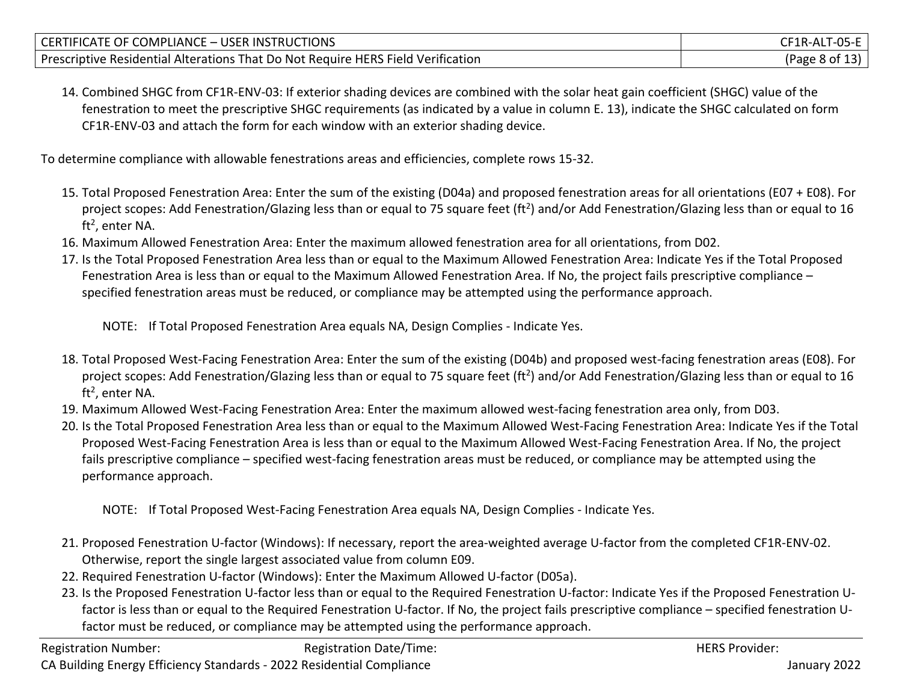14. Combined SHGC from CF1R-ENV-03: If exterior shading devices are combined with the solar heat gain coefficient (SHGC) value of the fenestration to meet the prescriptive SHGC requirements (as indicated by a value in column E. 13), indicate the SHGC calculated on form CF1R-ENV-03 and attach the form for each window with an exterior shading device.

To determine compliance with allowable fenestrations areas and efficiencies, complete rows 15-32.

15. Total Proposed Fenestration Area: Enter the sum of the existing (D04a) and proposed fenestration areas for all orientations (E07 + E08). For project scopes: Add Fenestration/Glazing less than or equal to 75 square feet (ft$^2$) and/or Add Fenestration/Glazing less than or equal to 16 ft$^2$, enter NA.
16. Maximum Allowed Fenestration Area: Enter the maximum allowed fenestration area for all orientations, from D02.
17. Is the Total Proposed Fenestration Area less than or equal to the Maximum Allowed Fenestration Area: Indicate Yes if the Total Proposed Fenestration Area is less than or equal to the Maximum Allowed Fenestration Area. If No, the project fails prescriptive compliance – specified fenestration areas must be reduced, or compliance may be attempted using the performance approach.

    NOTE: If Total Proposed Fenestration Area equals NA, Design Complies - Indicate Yes.

18. Total Proposed West-Facing Fenestration Area: Enter the sum of the existing (D04b) and proposed west-facing fenestration areas (E08). For project scopes: Add Fenestration/Glazing less than or equal to 75 square feet (ft$^2$) and/or Add Fenestration/Glazing less than or equal to 16 ft$^2$, enter NA.
19. Maximum Allowed West-Facing Fenestration Area: Enter the maximum allowed west-facing fenestration area only, from D03.
20. Is the Total Proposed Fenestration Area less than or equal to the Maximum Allowed West-Facing Fenestration Area: Indicate Yes if the Total Proposed West-Facing Fenestration Area is less than or equal to the Maximum Allowed West-Facing Fenestration Area. If No, the project fails prescriptive compliance – specified west-facing fenestration areas must be reduced, or compliance may be attempted using the performance approach.

    NOTE: If Total Proposed West-Facing Fenestration Area equals NA, Design Complies - Indicate Yes.

21. Proposed Fenestration U-factor (Windows): If necessary, report the area-weighted average U-factor from the completed CF1R-ENV-02. Otherwise, report the single largest associated value from column E09.
22. Required Fenestration U-factor (Windows): Enter the Maximum Allowed U-factor (D05a).
23. Is the Proposed Fenestration U-factor less than or equal to the Required Fenestration U-factor: Indicate Yes if the Proposed Fenestration U-factor is less than or equal to the Required Fenestration U-factor. If No, the project fails prescriptive compliance – specified fenestration U-factor must be reduced, or compliance may be attempted using the performance approach.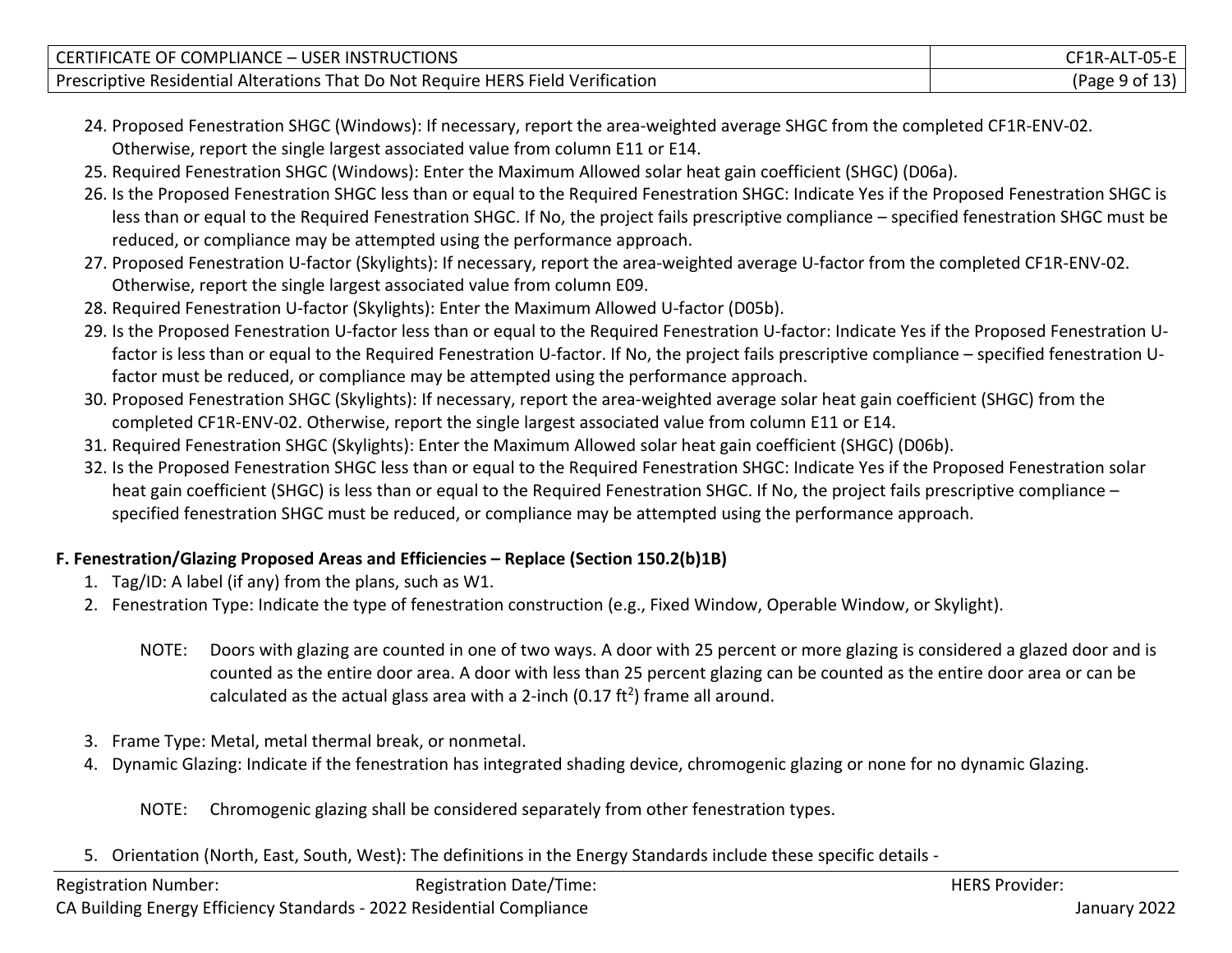24. Proposed Fenestration SHGC (Windows): If necessary, report the area-weighted average SHGC from the completed CF1R-ENV-02. Otherwise, report the single largest associated value from column E11 or E14.
25. Required Fenestration SHGC (Windows): Enter the Maximum Allowed solar heat gain coefficient (SHGC) (D06a).
26. Is the Proposed Fenestration SHGC less than or equal to the Required Fenestration SHGC: Indicate Yes if the Proposed Fenestration SHGC is less than or equal to the Required Fenestration SHGC. If No, the project fails prescriptive compliance – specified fenestration SHGC must be reduced, or compliance may be attempted using the performance approach.
27. Proposed Fenestration U-factor (Skylights): If necessary, report the area-weighted average U-factor from the completed CF1R-ENV-02. Otherwise, report the single largest associated value from column E09.
28. Required Fenestration U-factor (Skylights): Enter the Maximum Allowed U-factor (D05b).
29. Is the Proposed Fenestration U-factor less than or equal to the Required Fenestration U-factor: Indicate Yes if the Proposed Fenestration U-factor is less than or equal to the Required Fenestration U-factor. If No, the project fails prescriptive compliance – specified fenestration U-factor must be reduced, or compliance may be attempted using the performance approach.
30. Proposed Fenestration SHGC (Skylights): If necessary, report the area-weighted average solar heat gain coefficient (SHGC) from the completed CF1R-ENV-02. Otherwise, report the single largest associated value from column E11 or E14.
31. Required Fenestration SHGC (Skylights): Enter the Maximum Allowed solar heat gain coefficient (SHGC) (D06b).
32. Is the Proposed Fenestration SHGC less than or equal to the Required Fenestration SHGC: Indicate Yes if the Proposed Fenestration solar heat gain coefficient (SHGC) is less than or equal to the Required Fenestration SHGC. If No, the project fails prescriptive compliance – specified fenestration SHGC must be reduced, or compliance may be attempted using the performance approach.

**F. Fenestration/Glazing Proposed Areas and Efficiencies – Replace (Section 150.2(b)1B)**

1. Tag/ID: A label (if any) from the plans, such as W1.
2. Fenestration Type: Indicate the type of fenestration construction (e.g., Fixed Window, Operable Window, or Skylight).

   NOTE: Doors with glazing are counted in one of two ways. A door with 25 percent or more glazing is considered a glazed door and is counted as the entire door area. A door with less than 25 percent glazing can be counted as the entire door area or can be calculated as the actual glass area with a 2-inch (0.17 $ft^2$) frame all around.

3. Frame Type: Metal, metal thermal break, or nonmetal.
4. Dynamic Glazing: Indicate if the fenestration has integrated shading device, chromogenic glazing or none for no dynamic Glazing.

   NOTE: Chromogenic glazing shall be considered separately from other fenestration types.

5. Orientation (North, East, South, West): The definitions in the Energy Standards include these specific details -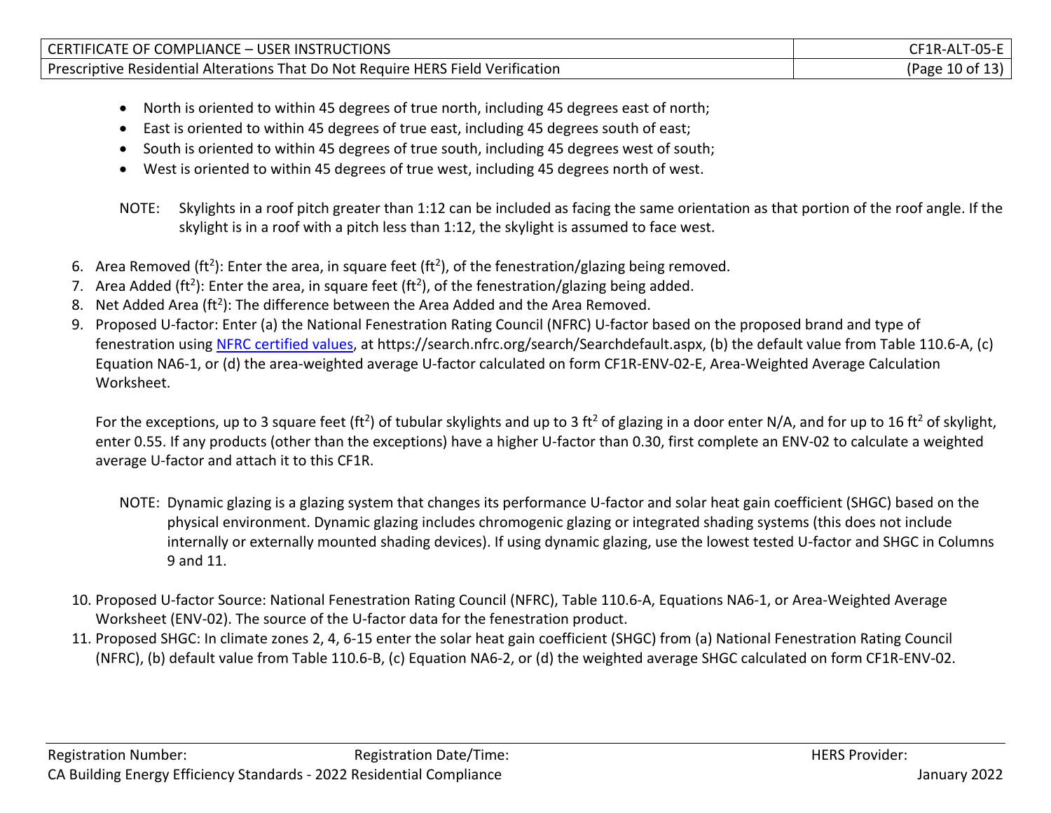- North is oriented to within 45 degrees of true north, including 45 degrees east of north;
- East is oriented to within 45 degrees of true east, including 45 degrees south of east;
- South is oriented to within 45 degrees of true south, including 45 degrees west of south;
- West is oriented to within 45 degrees of true west, including 45 degrees north of west.

NOTE: Skylights in a roof pitch greater than 1:12 can be included as facing the same orientation as that portion of the roof angle. If the skylight is in a roof with a pitch less than 1:12, the skylight is assumed to face west.

6. Area Removed (ft$^2$): Enter the area, in square feet (ft$^2$), of the fenestration/glazing being removed.
7. Area Added (ft$^2$): Enter the area, in square feet (ft$^2$), of the fenestration/glazing being added.
8. Net Added Area (ft$^2$): The difference between the Area Added and the Area Removed.
9. Proposed U-factor: Enter (a) the National Fenestration Rating Council (NFRC) U-factor based on the proposed brand and type of fenestration using NFRC certified values, at https://search.nfrc.org/search/Searchdefault.aspx, (b) the default value from Table 110.6-A, (c) Equation NA6-1, or (d) the area-weighted average U-factor calculated on form CF1R-ENV-02-E, Area-Weighted Average Calculation Worksheet.

   For the exceptions, up to 3 square feet (ft$^2$) of tubular skylights and up to 3 ft$^2$ of glazing in a door enter N/A, and for up to 16 ft$^2$ of skylight, enter 0.55. If any products (other than the exceptions) have a higher U-factor than 0.30, first complete an ENV-02 to calculate a weighted average U-factor and attach it to this CF1R.

   NOTE: Dynamic glazing is a glazing system that changes its performance U-factor and solar heat gain coefficient (SHGC) based on the physical environment. Dynamic glazing includes chromogenic glazing or integrated shading systems (this does not include internally or externally mounted shading devices). If using dynamic glazing, use the lowest tested U-factor and SHGC in Columns 9 and 11.

10. Proposed U-factor Source: National Fenestration Rating Council (NFRC), Table 110.6-A, Equations NA6-1, or Area-Weighted Average Worksheet (ENV-02). The source of the U-factor data for the fenestration product.
11. Proposed SHGC: In climate zones 2, 4, 6-15 enter the solar heat gain coefficient (SHGC) from (a) National Fenestration Rating Council (NFRC), (b) default value from Table 110.6-B, (c) Equation NA6-2, or (d) the weighted average SHGC calculated on form CF1R-ENV-02.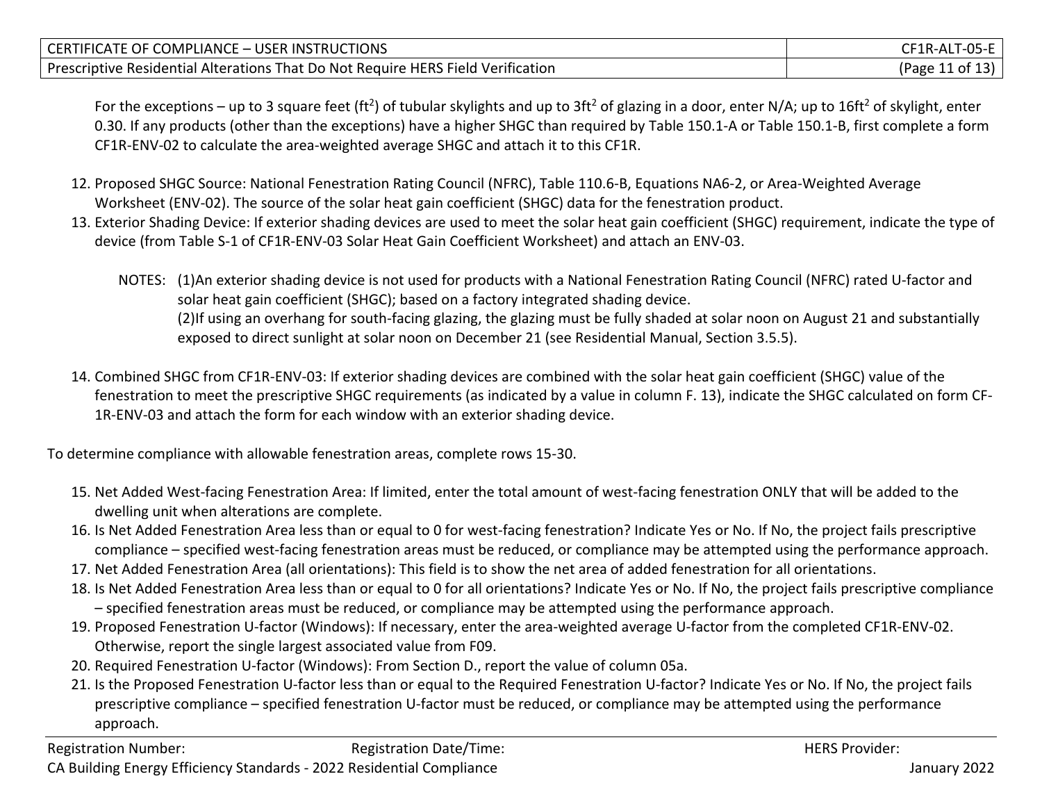For the exceptions – up to 3 square feet ($ft^2$) of tubular skylights and up to $3ft^2$ of glazing in a door, enter N/A; up to $16ft^2$ of skylight, enter 0.30. If any products (other than the exceptions) have a higher SHGC than required by Table 150.1-A or Table 150.1-B, first complete a form CF1R-ENV-02 to calculate the area-weighted average SHGC and attach it to this CF1R.

12. Proposed SHGC Source: National Fenestration Rating Council (NFRC), Table 110.6-B, Equations NA6-2, or Area-Weighted Average Worksheet (ENV-02). The source of the solar heat gain coefficient (SHGC) data for the fenestration product.
13. Exterior Shading Device: If exterior shading devices are used to meet the solar heat gain coefficient (SHGC) requirement, indicate the type of device (from Table S-1 of CF1R-ENV-03 Solar Heat Gain Coefficient Worksheet) and attach an ENV-03.

    NOTES: (1)An exterior shading device is not used for products with a National Fenestration Rating Council (NFRC) rated U-factor and solar heat gain coefficient (SHGC); based on a factory integrated shading device.
    (2)If using an overhang for south-facing glazing, the glazing must be fully shaded at solar noon on August 21 and substantially exposed to direct sunlight at solar noon on December 21 (see Residential Manual, Section 3.5.5).

14. Combined SHGC from CF1R-ENV-03: If exterior shading devices are combined with the solar heat gain coefficient (SHGC) value of the fenestration to meet the prescriptive SHGC requirements (as indicated by a value in column F. 13), indicate the SHGC calculated on form CF-1R-ENV-03 and attach the form for each window with an exterior shading device.

To determine compliance with allowable fenestration areas, complete rows 15-30.

15. Net Added West-facing Fenestration Area: If limited, enter the total amount of west-facing fenestration ONLY that will be added to the dwelling unit when alterations are complete.
16. Is Net Added Fenestration Area less than or equal to 0 for west-facing fenestration? Indicate Yes or No. If No, the project fails prescriptive compliance – specified west-facing fenestration areas must be reduced, or compliance may be attempted using the performance approach.
17. Net Added Fenestration Area (all orientations): This field is to show the net area of added fenestration for all orientations.
18. Is Net Added Fenestration Area less than or equal to 0 for all orientations? Indicate Yes or No. If No, the project fails prescriptive compliance – specified fenestration areas must be reduced, or compliance may be attempted using the performance approach.
19. Proposed Fenestration U-factor (Windows): If necessary, enter the area-weighted average U-factor from the completed CF1R-ENV-02. Otherwise, report the single largest associated value from F09.
20. Required Fenestration U-factor (Windows): From Section D., report the value of column 05a.
21. Is the Proposed Fenestration U-factor less than or equal to the Required Fenestration U-factor? Indicate Yes or No. If No, the project fails prescriptive compliance – specified fenestration U-factor must be reduced, or compliance may be attempted using the performance approach.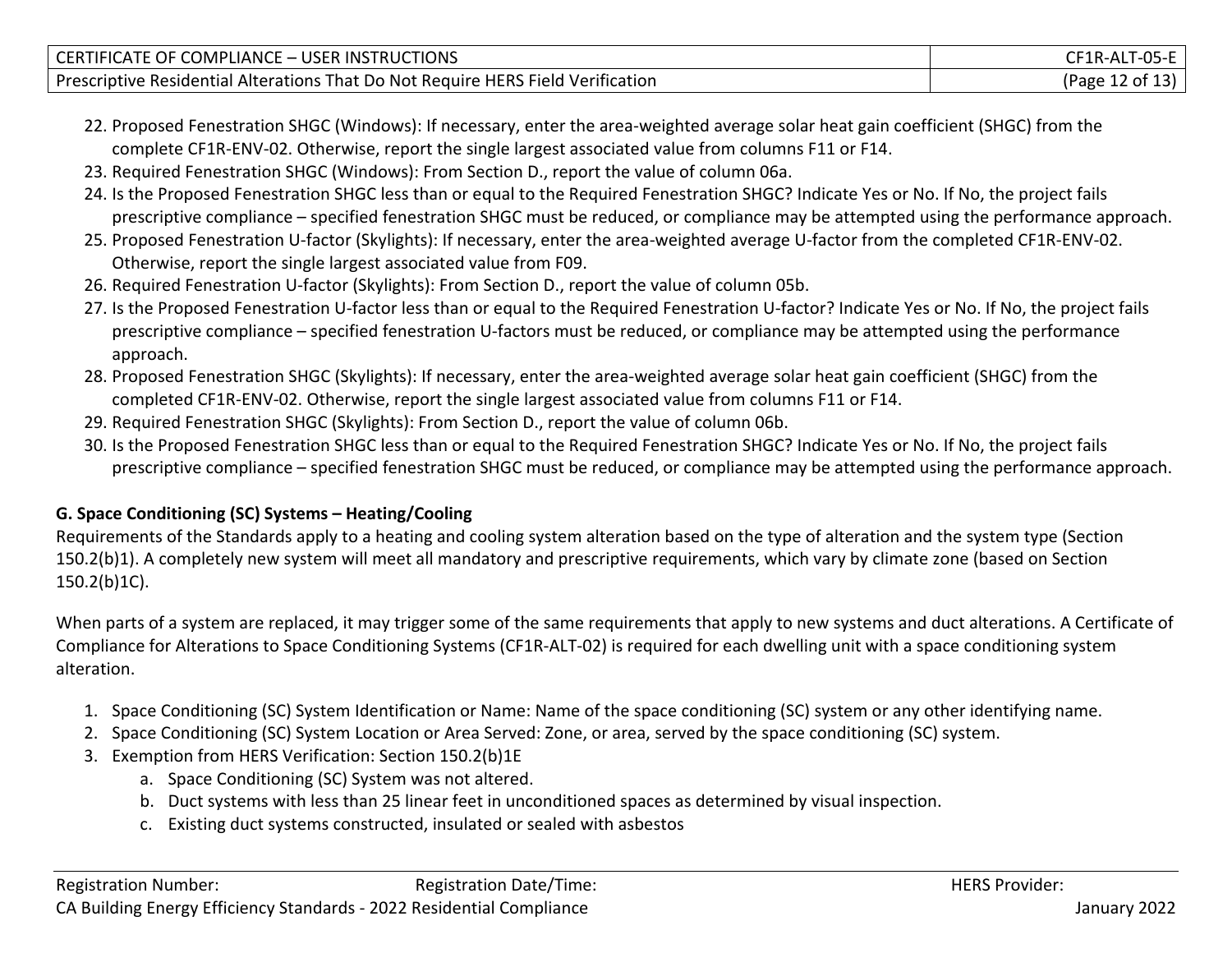22. Proposed Fenestration SHGC (Windows): If necessary, enter the area-weighted average solar heat gain coefficient (SHGC) from the complete CF1R-ENV-02. Otherwise, report the single largest associated value from columns F11 or F14.
23. Required Fenestration SHGC (Windows): From Section D., report the value of column 06a.
24. Is the Proposed Fenestration SHGC less than or equal to the Required Fenestration SHGC? Indicate Yes or No. If No, the project fails prescriptive compliance – specified fenestration SHGC must be reduced, or compliance may be attempted using the performance approach.
25. Proposed Fenestration U-factor (Skylights): If necessary, enter the area-weighted average U-factor from the completed CF1R-ENV-02. Otherwise, report the single largest associated value from F09.
26. Required Fenestration U-factor (Skylights): From Section D., report the value of column 05b.
27. Is the Proposed Fenestration U-factor less than or equal to the Required Fenestration U-factor? Indicate Yes or No. If No, the project fails prescriptive compliance – specified fenestration U-factors must be reduced, or compliance may be attempted using the performance approach.
28. Proposed Fenestration SHGC (Skylights): If necessary, enter the area-weighted average solar heat gain coefficient (SHGC) from the completed CF1R-ENV-02. Otherwise, report the single largest associated value from columns F11 or F14.
29. Required Fenestration SHGC (Skylights): From Section D., report the value of column 06b.
30. Is the Proposed Fenestration SHGC less than or equal to the Required Fenestration SHGC? Indicate Yes or No. If No, the project fails prescriptive compliance – specified fenestration SHGC must be reduced, or compliance may be attempted using the performance approach.

**G. Space Conditioning (SC) Systems – Heating/Cooling**

Requirements of the Standards apply to a heating and cooling system alteration based on the type of alteration and the system type (Section 150.2(b)1). A completely new system will meet all mandatory and prescriptive requirements, which vary by climate zone (based on Section 150.2(b)1C).

When parts of a system are replaced, it may trigger some of the same requirements that apply to new systems and duct alterations. A Certificate of Compliance for Alterations to Space Conditioning Systems (CF1R-ALT-02) is required for each dwelling unit with a space conditioning system alteration.

1. Space Conditioning (SC) System Identification or Name: Name of the space conditioning (SC) system or any other identifying name.
2. Space Conditioning (SC) System Location or Area Served: Zone, or area, served by the space conditioning (SC) system.
3. Exemption from HERS Verification: Section 150.2(b)1E
   a. Space Conditioning (SC) System was not altered.
   b. Duct systems with less than 25 linear feet in unconditioned spaces as determined by visual inspection.
   c. Existing duct systems constructed, insulated or sealed with asbestos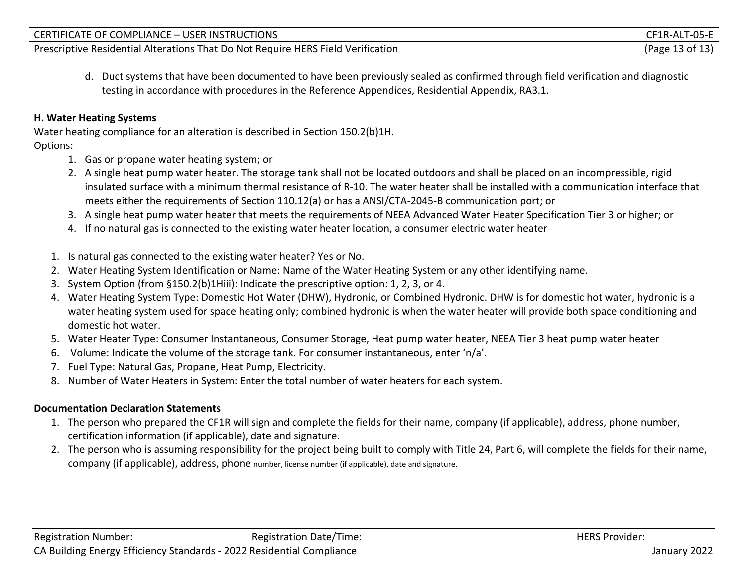d. Duct systems that have been documented to have been previously sealed as confirmed through field verification and diagnostic testing in accordance with procedures in the Reference Appendices, Residential Appendix, RA3.1.

**H. Water Heating Systems**

Water heating compliance for an alteration is described in Section 150.2(b)1H.

Options:

1. Gas or propane water heating system; or
2. A single heat pump water heater. The storage tank shall not be located outdoors and shall be placed on an incompressible, rigid insulated surface with a minimum thermal resistance of R-10. The water heater shall be installed with a communication interface that meets either the requirements of Section 110.12(a) or has a ANSI/CTA-2045-B communication port; or
3. A single heat pump water heater that meets the requirements of NEEA Advanced Water Heater Specification Tier 3 or higher; or
4. If no natural gas is connected to the existing water heater location, a consumer electric water heater

1. Is natural gas connected to the existing water heater? Yes or No.
2. Water Heating System Identification or Name: Name of the Water Heating System or any other identifying name.
3. System Option (from §150.2(b)1Hiii): Indicate the prescriptive option: 1, 2, 3, or 4.
4. Water Heating System Type: Domestic Hot Water (DHW), Hydronic, or Combined Hydronic. DHW is for domestic hot water, hydronic is a water heating system used for space heating only; combined hydronic is when the water heater will provide both space conditioning and domestic hot water.
5. Water Heater Type: Consumer Instantaneous, Consumer Storage, Heat pump water heater, NEEA Tier 3 heat pump water heater
6. Volume: Indicate the volume of the storage tank. For consumer instantaneous, enter 'n/a'.
7. Fuel Type: Natural Gas, Propane, Heat Pump, Electricity.
8. Number of Water Heaters in System: Enter the total number of water heaters for each system.

**Documentation Declaration Statements**

1. The person who prepared the CF1R will sign and complete the fields for their name, company (if applicable), address, phone number, certification information (if applicable), date and signature.
2. The person who is assuming responsibility for the project being built to comply with Title 24, Part 6, will complete the fields for their name, company (if applicable), address, phone number, license number (if applicable), date and signature.